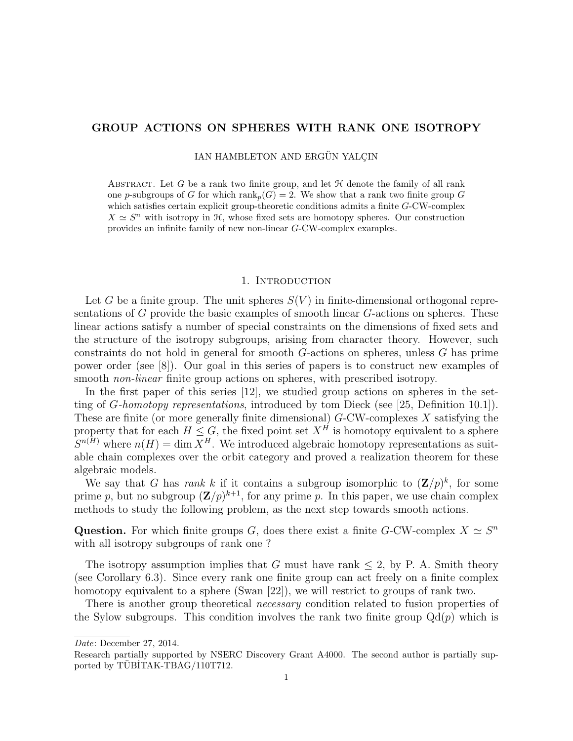# GROUP ACTIONS ON SPHERES WITH RANK ONE ISOTROPY

IAN HAMBLETON AND ERGÜN YALÇIN

Abstract. Let $G$ be a rank two finite group, and let $\mathcal{H}$ denote the family of all rank one $p$-subgroups of $G$ for which $\operatorname{rank}_p(G) = 2$. We show that a rank two finite group $G$ which satisfies certain explicit group-theoretic conditions admits a finite $G$-CW-complex $X \simeq S^n$ with isotropy in $\mathcal{H}$, whose fixed sets are homotopy spheres. Our construction provides an infinite family of new non-linear $G$-CW-complex examples.

## 1. Introduction

Let $G$ be a finite group. The unit spheres $S(V)$ in finite-dimensional orthogonal representations of $G$ provide the basic examples of smooth linear $G$-actions on spheres. These linear actions satisfy a number of special constraints on the dimensions of fixed sets and the structure of the isotropy subgroups, arising from character theory. However, such constraints do not hold in general for smooth $G$-actions on spheres, unless $G$ has prime power order (see [8]). Our goal in this series of papers is to construct new examples of smooth *non-linear* finite group actions on spheres, with prescribed isotropy.

In the first paper of this series [12], we studied group actions on spheres in the setting of *G-homotopy representations*, introduced by tom Dieck (see [25, Definition 10.1]). These are finite (or more generally finite dimensional) $G$-CW-complexes $X$ satisfying the property that for each $H \leq G$, the fixed point set $X^H$ is homotopy equivalent to a sphere $S^{n(H)}$ where $n(H) = \dim X^H$. We introduced algebraic homotopy representations as suitable chain complexes over the orbit category and proved a realization theorem for these algebraic models.

We say that $G$ has *rank k* if it contains a subgroup isomorphic to $(\mathbf{Z}/p)^k$, for some prime $p$, but no subgroup $(\mathbf{Z}/p)^{k+1}$, for any prime $p$. In this paper, we use chain complex methods to study the following problem, as the next step towards smooth actions.

**Question.** For which finite groups $G$, does there exist a finite $G$-CW-complex $X \simeq S^n$ with all isotropy subgroups of rank one ?

The isotropy assumption implies that $G$ must have rank $\leq 2$, by P. A. Smith theory (see Corollary 6.3). Since every rank one finite group can act freely on a finite complex homotopy equivalent to a sphere (Swan [22]), we will restrict to groups of rank two.

There is another group theoretical *necessary* condition related to fusion properties of the Sylow subgroups. This condition involves the rank two finite group $\mathrm{Qd}(p)$ which is

---

*Date*: December 27, 2014.

Research partially supported by NSERC Discovery Grant A4000. The second author is partially supported by TÜBİTAK-TBAG/110T712.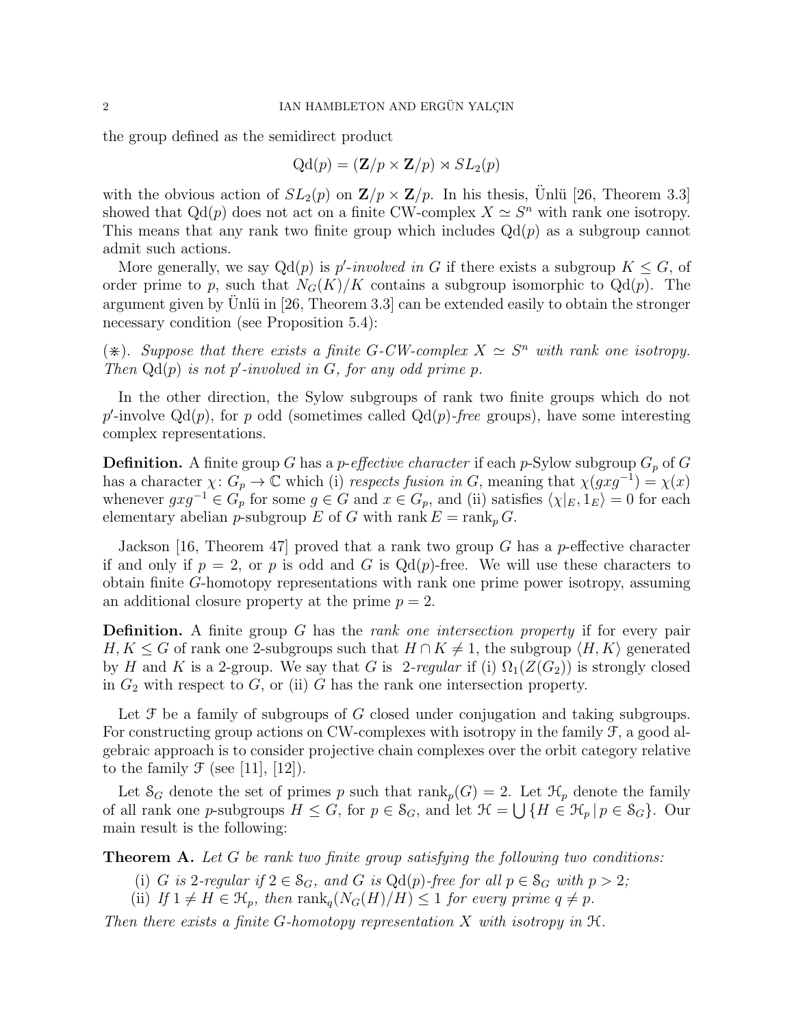the group defined as the semidirect product

$$\mathrm{Qd}(p) = (\mathbf{Z}/p \times \mathbf{Z}/p) \rtimes SL_2(p)$$

with the obvious action of $SL_2(p)$ on $\mathbf{Z}/p \times \mathbf{Z}/p$. In his thesis, Ünlü [26, Theorem 3.3] showed that $\mathrm{Qd}(p)$ does not act on a finite CW-complex $X \simeq S^n$ with rank one isotropy. This means that any rank two finite group which includes $\mathrm{Qd}(p)$ as a subgroup cannot admit such actions.

More generally, we say $\mathrm{Qd}(p)$ is *$p'$-involved in $G$* if there exists a subgroup $K \leq G$, of order prime to $p$, such that $N_G(K)/K$ contains a subgroup isomorphic to $\mathrm{Qd}(p)$. The argument given by Ünlü in [26, Theorem 3.3] can be extended easily to obtain the stronger necessary condition (see Proposition 5.4):

($\circledast$). *Suppose that there exists a finite $G$-CW-complex $X \simeq S^n$ with rank one isotropy. Then $\mathrm{Qd}(p)$ is not $p'$-involved in $G$, for any odd prime $p$.*

In the other direction, the Sylow subgroups of rank two finite groups which do not $p'$-involve $\mathrm{Qd}(p)$, for $p$ odd (sometimes called $\mathrm{Qd}(p)$*-free* groups), have some interesting complex representations.

**Definition.** A finite group $G$ has a *$p$-effective character* if each $p$-Sylow subgroup $G_p$ of $G$ has a character $\chi\colon G_p \to \mathbb{C}$ which (i) *respects fusion in $G$*, meaning that $\chi(gxg^{-1}) = \chi(x)$ whenever $gxg^{-1} \in G_p$ for some $g \in G$ and $x \in G_p$, and (ii) satisfies $\langle \chi|_E, 1_E \rangle = 0$ for each elementary abelian $p$-subgroup $E$ of $G$ with $\operatorname{rank} E = \operatorname{rank}_p G$.

Jackson [16, Theorem 47] proved that a rank two group $G$ has a $p$-effective character if and only if $p = 2$, or $p$ is odd and $G$ is $\mathrm{Qd}(p)$-free. We will use these characters to obtain finite $G$-homotopy representations with rank one prime power isotropy, assuming an additional closure property at the prime $p = 2$.

**Definition.** A finite group $G$ has the *rank one intersection property* if for every pair $H, K \leq G$ of rank one 2-subgroups such that $H \cap K \neq 1$, the subgroup $\langle H, K \rangle$ generated by $H$ and $K$ is a 2-group. We say that $G$ is *2-regular* if (i) $\Omega_1(Z(G_2))$ is strongly closed in $G_2$ with respect to $G$, or (ii) $G$ has the rank one intersection property.

Let $\mathcal{F}$ be a family of subgroups of $G$ closed under conjugation and taking subgroups. For constructing group actions on CW-complexes with isotropy in the family $\mathcal{F}$, a good algebraic approach is to consider projective chain complexes over the orbit category relative to the family $\mathcal{F}$ (see [11], [12]).

Let $\mathcal{S}_G$ denote the set of primes $p$ such that $\operatorname{rank}_p(G) = 2$. Let $\mathcal{H}_p$ denote the family of all rank one $p$-subgroups $H \leq G$, for $p \in \mathcal{S}_G$, and let $\mathcal{H} = \bigcup \{H \in \mathcal{H}_p \,|\, p \in \mathcal{S}_G\}$. Our main result is the following:

**Theorem A.** *Let $G$ be rank two finite group satisfying the following two conditions:*

(i) *$G$ is 2-regular if $2 \in \mathcal{S}_G$, and $G$ is $\mathrm{Qd}(p)$-free for all $p \in \mathcal{S}_G$ with $p > 2$;*
(ii) *If $1 \neq H \in \mathcal{H}_p$, then $\operatorname{rank}_q(N_G(H)/H) \leq 1$ for every prime $q \neq p$.*

*Then there exists a finite $G$-homotopy representation $X$ with isotropy in $\mathcal{H}$.*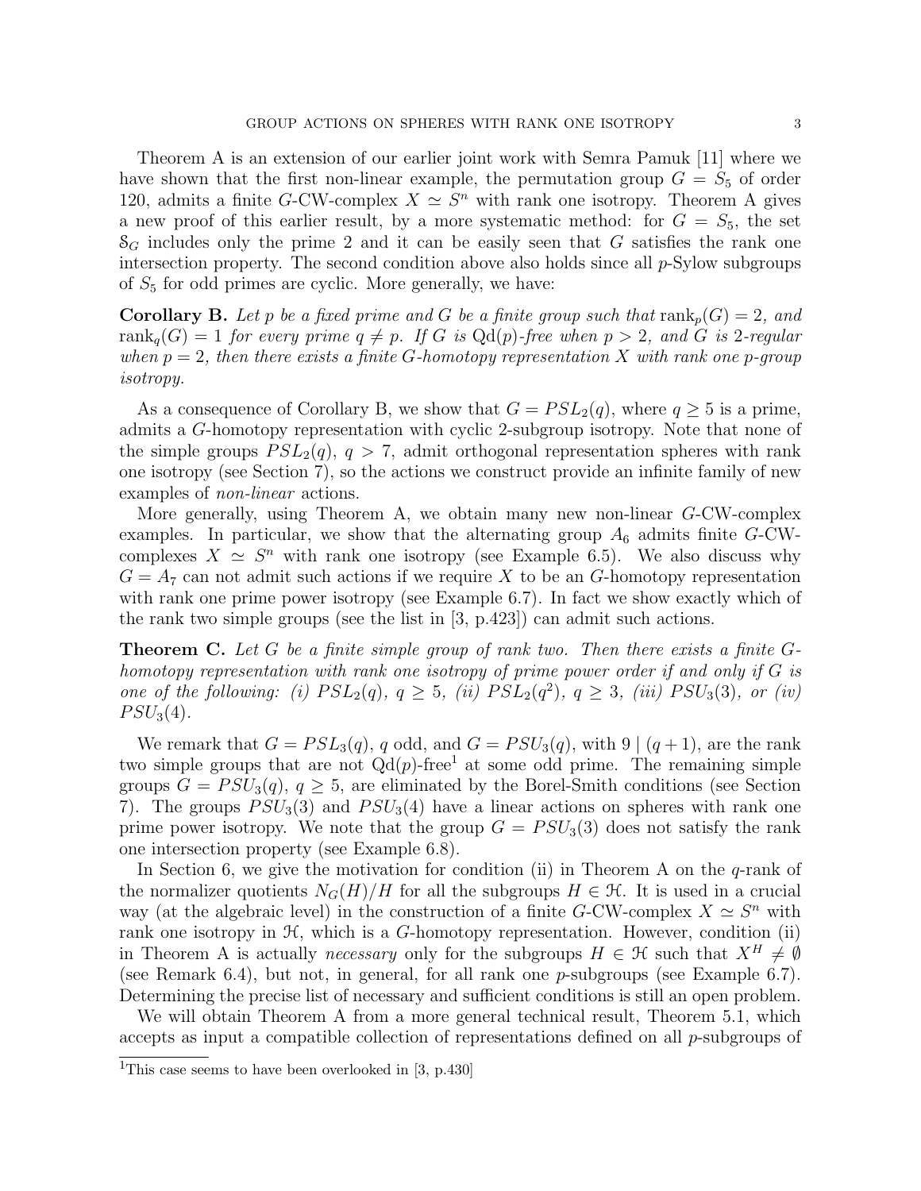Theorem A is an extension of our earlier joint work with Semra Pamuk [11] where we have shown that the first non-linear example, the permutation group $G = S_5$ of order 120, admits a finite $G$-CW-complex $X \simeq S^n$ with rank one isotropy. Theorem A gives a new proof of this earlier result, by a more systematic method: for $G = S_5$, the set $\mathcal{S}_G$ includes only the prime 2 and it can be easily seen that $G$ satisfies the rank one intersection property. The second condition above also holds since all $p$-Sylow subgroups of $S_5$ for odd primes are cyclic. More generally, we have:

**Corollary B.** *Let $p$ be a fixed prime and $G$ be a finite group such that $\operatorname{rank}_p(G) = 2$, and $\operatorname{rank}_q(G) = 1$ for every prime $q \neq p$. If $G$ is $\operatorname{Qd}(p)$-free when $p > 2$, and $G$ is 2-regular when $p = 2$, then there exists a finite $G$-homotopy representation $X$ with rank one $p$-group isotropy.*

As a consequence of Corollary B, we show that $G = PSL_2(q)$, where $q \geq 5$ is a prime, admits a $G$-homotopy representation with cyclic 2-subgroup isotropy. Note that none of the simple groups $PSL_2(q)$, $q > 7$, admit orthogonal representation spheres with rank one isotropy (see Section 7), so the actions we construct provide an infinite family of new examples of *non-linear* actions.

More generally, using Theorem A, we obtain many new non-linear $G$-CW-complex examples. In particular, we show that the alternating group $A_6$ admits finite $G$-CW-complexes $X \simeq S^n$ with rank one isotropy (see Example 6.5). We also discuss why $G = A_7$ can not admit such actions if we require $X$ to be an $G$-homotopy representation with rank one prime power isotropy (see Example 6.7). In fact we show exactly which of the rank two simple groups (see the list in [3, p.423]) can admit such actions.

**Theorem C.** *Let $G$ be a finite simple group of rank two. Then there exists a finite $G$-homotopy representation with rank one isotropy of prime power order if and only if $G$ is one of the following: (i) $PSL_2(q)$, $q \geq 5$, (ii) $PSL_2(q^2)$, $q \geq 3$, (iii) $PSU_3(3)$, or (iv) $PSU_3(4)$.*

We remark that $G = PSL_3(q)$, $q$ odd, and $G = PSU_3(q)$, with $9 \mid (q+1)$, are the rank two simple groups that are not $\operatorname{Qd}(p)$-free[1] at some odd prime. The remaining simple groups $G = PSU_3(q)$, $q \geq 5$, are eliminated by the Borel-Smith conditions (see Section 7). The groups $PSU_3(3)$ and $PSU_3(4)$ have a linear actions on spheres with rank one prime power isotropy. We note that the group $G = PSU_3(3)$ does not satisfy the rank one intersection property (see Example 6.8).

In Section 6, we give the motivation for condition (ii) in Theorem A on the $q$-rank of the normalizer quotients $N_G(H)/H$ for all the subgroups $H \in \mathcal{H}$. It is used in a crucial way (at the algebraic level) in the construction of a finite $G$-CW-complex $X \simeq S^n$ with rank one isotropy in $\mathcal{H}$, which is a $G$-homotopy representation. However, condition (ii) in Theorem A is actually *necessary* only for the subgroups $H \in \mathcal{H}$ such that $X^H \neq \emptyset$ (see Remark 6.4), but not, in general, for all rank one $p$-subgroups (see Example 6.7). Determining the precise list of necessary and sufficient conditions is still an open problem.

We will obtain Theorem A from a more general technical result, Theorem 5.1, which accepts as input a compatible collection of representations defined on all $p$-subgroups of

[1] This case seems to have been overlooked in [3, p.430]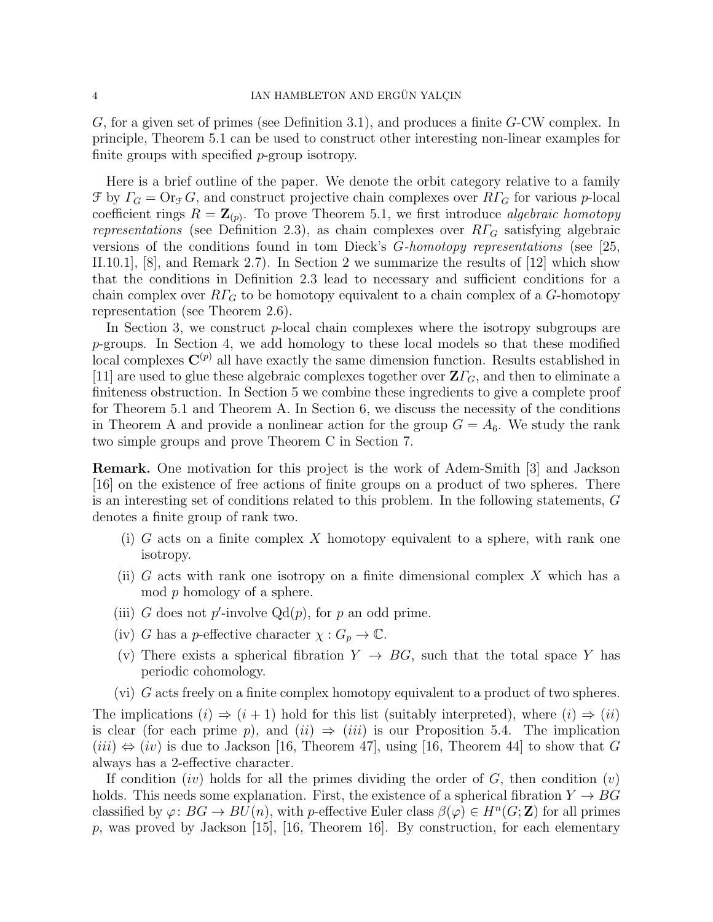$G$, for a given set of primes (see Definition 3.1), and produces a finite $G$-CW complex. In principle, Theorem 5.1 can be used to construct other interesting non-linear examples for finite groups with specified $p$-group isotropy.

Here is a brief outline of the paper. We denote the orbit category relative to a family $\mathcal{F}$ by $\varGamma_G = \mathrm{Or}_{\mathcal{F}} G$, and construct projective chain complexes over $R\varGamma_G$ for various $p$-local coefficient rings $R = \mathbf{Z}_{(p)}$. To prove Theorem 5.1, we first introduce *algebraic homotopy representations* (see Definition 2.3), as chain complexes over $R\varGamma_G$ satisfying algebraic versions of the conditions found in tom Dieck's *G-homotopy representations* (see [25, II.10.1], [8], and Remark 2.7). In Section 2 we summarize the results of [12] which show that the conditions in Definition 2.3 lead to necessary and sufficient conditions for a chain complex over $R\varGamma_G$ to be homotopy equivalent to a chain complex of a $G$-homotopy representation (see Theorem 2.6).

In Section 3, we construct $p$-local chain complexes where the isotropy subgroups are $p$-groups. In Section 4, we add homology to these local models so that these modified local complexes $\mathbf{C}^{(p)}$ all have exactly the same dimension function. Results established in [11] are used to glue these algebraic complexes together over $\mathbf{Z}\varGamma_G$, and then to eliminate a finiteness obstruction. In Section 5 we combine these ingredients to give a complete proof for Theorem 5.1 and Theorem A. In Section 6, we discuss the necessity of the conditions in Theorem A and provide a nonlinear action for the group $G = A_6$. We study the rank two simple groups and prove Theorem C in Section 7.

**Remark.** One motivation for this project is the work of Adem-Smith [3] and Jackson [16] on the existence of free actions of finite groups on a product of two spheres. There is an interesting set of conditions related to this problem. In the following statements, $G$ denotes a finite group of rank two.

(i) $G$ acts on a finite complex $X$ homotopy equivalent to a sphere, with rank one isotropy.

(ii) $G$ acts with rank one isotropy on a finite dimensional complex $X$ which has a mod $p$ homology of a sphere.

(iii) $G$ does not $p'$-involve $\mathrm{Qd}(p)$, for $p$ an odd prime.

(iv) $G$ has a $p$-effective character $\chi : G_p \to \mathbb{C}$.

(v) There exists a spherical fibration $Y \to BG$, such that the total space $Y$ has periodic cohomology.

(vi) $G$ acts freely on a finite complex homotopy equivalent to a product of two spheres.

The implications $(i) \Rightarrow (i+1)$ hold for this list (suitably interpreted), where $(i) \Rightarrow (ii)$ is clear (for each prime $p$), and $(ii) \Rightarrow (iii)$ is our Proposition 5.4. The implication $(iii) \Leftrightarrow (iv)$ is due to Jackson [16, Theorem 47], using [16, Theorem 44] to show that $G$ always has a 2-effective character.

If condition $(iv)$ holds for all the primes dividing the order of $G$, then condition $(v)$ holds. This needs some explanation. First, the existence of a spherical fibration $Y \to BG$ classified by $\varphi \colon BG \to BU(n)$, with $p$-effective Euler class $\beta(\varphi) \in H^n(G; \mathbf{Z})$ for all primes $p$, was proved by Jackson [15], [16, Theorem 16]. By construction, for each elementary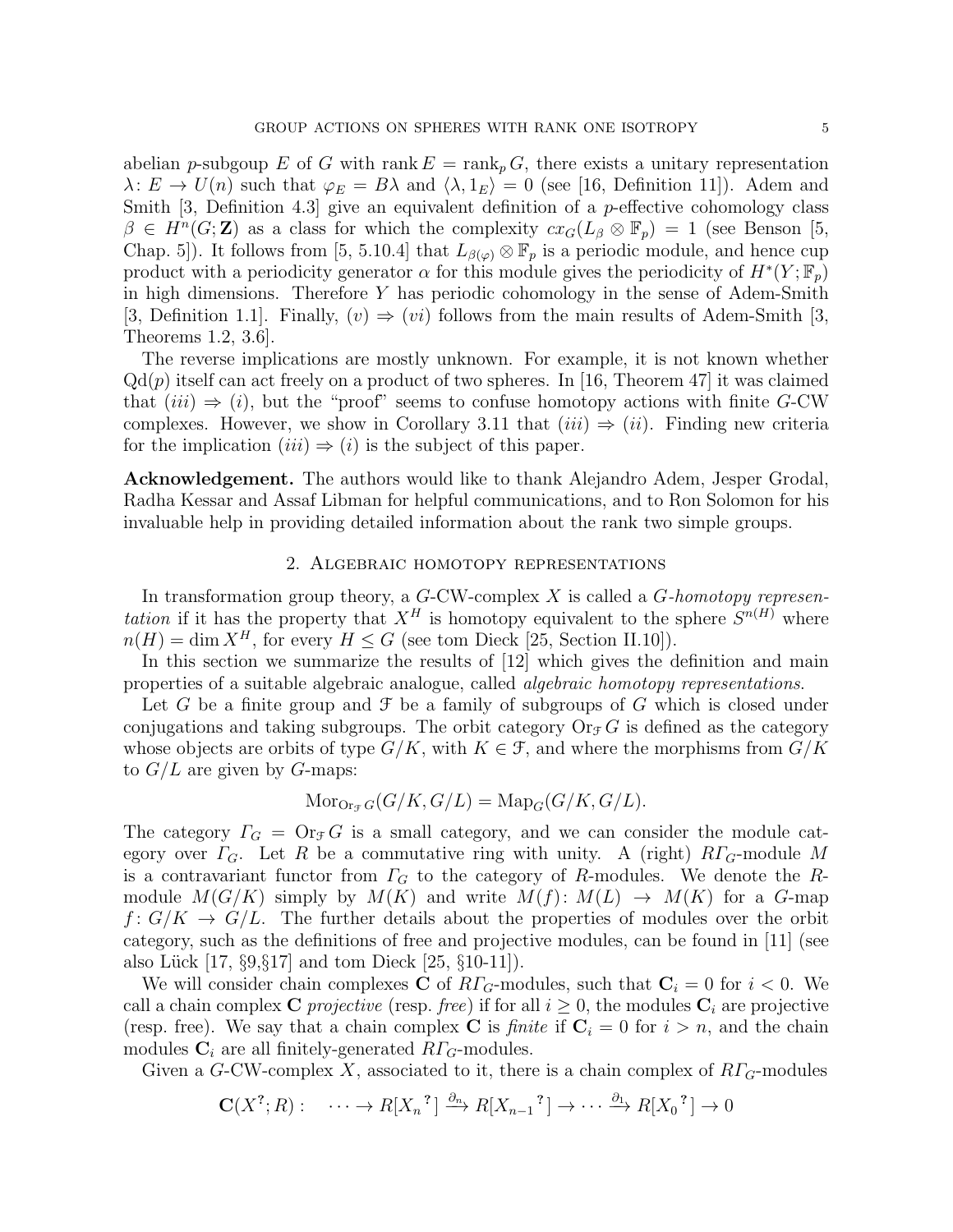abelian $p$-subgoup $E$ of $G$ with rank $E = \operatorname{rank}_p G$, there exists a unitary representation $\lambda\colon E \to U(n)$ such that $\varphi_E = B\lambda$ and $\langle \lambda, 1_E \rangle = 0$ (see [16, Definition 11]). Adem and Smith [3, Definition 4.3] give an equivalent definition of a $p$-effective cohomology class $\beta \in H^n(G; \mathbf{Z})$ as a class for which the complexity $cx_G(L_\beta \otimes \mathbb{F}_p) = 1$ (see Benson [5, Chap. 5]). It follows from [5, 5.10.4] that $L_{\beta(\varphi)} \otimes \mathbb{F}_p$ is a periodic module, and hence cup product with a periodicity generator $\alpha$ for this module gives the periodicity of $H^*(Y; \mathbb{F}_p)$ in high dimensions. Therefore $Y$ has periodic cohomology in the sense of Adem-Smith [3, Definition 1.1]. Finally, $(v) \Rightarrow (vi)$ follows from the main results of Adem-Smith [3, Theorems 1.2, 3.6].

The reverse implications are mostly unknown. For example, it is not known whether $\mathrm{Qd}(p)$ itself can act freely on a product of two spheres. In [16, Theorem 47] it was claimed that $(iii) \Rightarrow (i)$, but the "proof" seems to confuse homotopy actions with finite $G$-CW complexes. However, we show in Corollary 3.11 that $(iii) \Rightarrow (ii)$. Finding new criteria for the implication $(iii) \Rightarrow (i)$ is the subject of this paper.

**Acknowledgement.** The authors would like to thank Alejandro Adem, Jesper Grodal, Radha Kessar and Assaf Libman for helpful communications, and to Ron Solomon for his invaluable help in providing detailed information about the rank two simple groups.

## 2. Algebraic homotopy representations

In transformation group theory, a $G$-CW-complex $X$ is called a *$G$-homotopy representation* if it has the property that $X^H$ is homotopy equivalent to the sphere $S^{n(H)}$ where $n(H) = \dim X^H$, for every $H \leq G$ (see tom Dieck [25, Section II.10]).

In this section we summarize the results of [12] which gives the definition and main properties of a suitable algebraic analogue, called *algebraic homotopy representations*.

Let $G$ be a finite group and $\mathcal{F}$ be a family of subgroups of $G$ which is closed under conjugations and taking subgroups. The orbit category $\mathrm{Or}_{\mathcal{F}} G$ is defined as the category whose objects are orbits of type $G/K$, with $K \in \mathcal{F}$, and where the morphisms from $G/K$ to $G/L$ are given by $G$-maps:

$$\mathrm{Mor}_{\mathrm{Or}_{\mathcal{F}} G}(G/K, G/L) = \mathrm{Map}_G(G/K, G/L).$$

The category $\varGamma_G = \mathrm{Or}_{\mathcal{F}} G$ is a small category, and we can consider the module category over $\varGamma_G$. Let $R$ be a commutative ring with unity. A (right) $R\varGamma_G$-module $M$ is a contravariant functor from $\varGamma_G$ to the category of $R$-modules. We denote the $R$-module $M(G/K)$ simply by $M(K)$ and write $M(f)\colon M(L) \to M(K)$ for a $G$-map $f\colon G/K \to G/L$. The further details about the properties of modules over the orbit category, such as the definitions of free and projective modules, can be found in [11] (see also Lück [17, §9,§17] and tom Dieck [25, §10-11]).

We will consider chain complexes $\mathbf{C}$ of $R\varGamma_G$-modules, such that $\mathbf{C}_i = 0$ for $i < 0$. We call a chain complex $\mathbf{C}$ *projective* (resp. *free*) if for all $i \geq 0$, the modules $\mathbf{C}_i$ are projective (resp. free). We say that a chain complex $\mathbf{C}$ is *finite* if $\mathbf{C}_i = 0$ for $i > n$, and the chain modules $\mathbf{C}_i$ are all finitely-generated $R\varGamma_G$-modules.

Given a $G$-CW-complex $X$, associated to it, there is a chain complex of $R\varGamma_G$-modules

$$\mathbf{C}(X^?; R)\colon \quad \cdots \to R[X_n{}^?] \xrightarrow{\partial_n} R[X_{n-1}{}^?] \to \cdots \xrightarrow{\partial_1} R[X_0{}^?] \to 0$$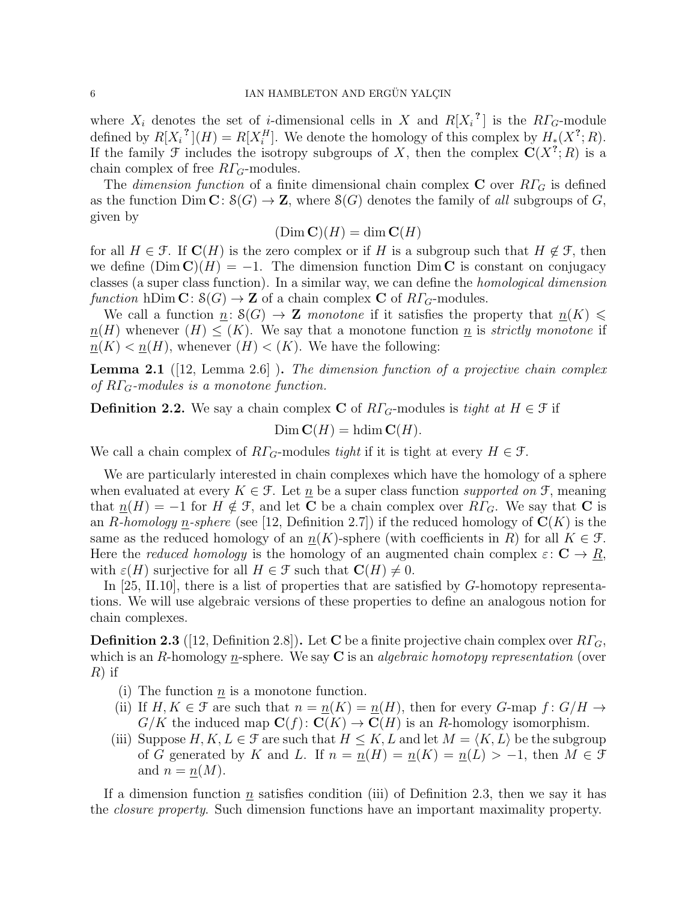where $X_i$ denotes the set of $i$-dimensional cells in $X$ and $R[X_i{}^?]$ is the $R\varGamma_G$-module defined by $R[X_i{}^?](H) = R[X_i^H]$. We denote the homology of this complex by $H_*(X^?; R)$. If the family $\mathcal{F}$ includes the isotropy subgroups of $X$, then the complex $\mathbf{C}(X^?; R)$ is a chain complex of free $R\varGamma_G$-modules.

The *dimension function* of a finite dimensional chain complex $\mathbf{C}$ over $R\varGamma_G$ is defined as the function $\operatorname{Dim}\mathbf{C}\colon \mathcal{S}(G) \to \mathbf{Z}$, where $\mathcal{S}(G)$ denotes the family of *all* subgroups of $G$, given by

$$(\operatorname{Dim}\mathbf{C})(H) = \dim \mathbf{C}(H)$$

for all $H \in \mathcal{F}$. If $\mathbf{C}(H)$ is the zero complex or if $H$ is a subgroup such that $H \notin \mathcal{F}$, then we define $(\operatorname{Dim}\mathbf{C})(H) = -1$. The dimension function $\operatorname{Dim}\mathbf{C}$ is constant on conjugacy classes (a super class function). In a similar way, we can define the *homological dimension function* $\operatorname{hDim}\mathbf{C}\colon \mathcal{S}(G) \to \mathbf{Z}$ of a chain complex $\mathbf{C}$ of $R\varGamma_G$-modules.

We call a function $\underline{n}\colon \mathcal{S}(G) \to \mathbf{Z}$ *monotone* if it satisfies the property that $\underline{n}(K) \leqslant \underline{n}(H)$ whenever $(H) \le (K)$. We say that a monotone function $\underline{n}$ is *strictly monotone* if $\underline{n}(K) < \underline{n}(H)$, whenever $(H) < (K)$. We have the following:

**Lemma 2.1** ([12, Lemma 2.6] )**.** *The dimension function of a projective chain complex of $R\varGamma_G$-modules is a monotone function.*

**Definition 2.2.** We say a chain complex $\mathbf{C}$ of $R\varGamma_G$-modules is *tight at* $H \in \mathcal{F}$ if

$$\operatorname{Dim}\mathbf{C}(H) = \operatorname{hdim}\mathbf{C}(H).$$

We call a chain complex of $R\varGamma_G$-modules *tight* if it is tight at every $H \in \mathcal{F}$.

We are particularly interested in chain complexes which have the homology of a sphere when evaluated at every $K \in \mathcal{F}$. Let $\underline{n}$ be a super class function *supported on* $\mathcal{F}$, meaning that $\underline{n}(H) = -1$ for $H \notin \mathcal{F}$, and let $\mathbf{C}$ be a chain complex over $R\varGamma_G$. We say that $\mathbf{C}$ is an *$R$-homology $\underline{n}$-sphere* (see [12, Definition 2.7]) if the reduced homology of $\mathbf{C}(K)$ is the same as the reduced homology of an $\underline{n}(K)$-sphere (with coefficients in $R$) for all $K \in \mathcal{F}$. Here the *reduced homology* is the homology of an augmented chain complex $\varepsilon\colon \mathbf{C} \to \underline{R}$, with $\varepsilon(H)$ surjective for all $H \in \mathcal{F}$ such that $\mathbf{C}(H) \neq 0$.

In [25, II.10], there is a list of properties that are satisfied by $G$-homotopy representations. We will use algebraic versions of these properties to define an analogous notion for chain complexes.

**Definition 2.3** ([12, Definition 2.8])**.** Let $\mathbf{C}$ be a finite projective chain complex over $R\varGamma_G$, which is an $R$-homology $\underline{n}$-sphere. We say $\mathbf{C}$ is an *algebraic homotopy representation* (over $R$) if

(i) The function $\underline{n}$ is a monotone function.

(ii) If $H, K \in \mathcal{F}$ are such that $n = \underline{n}(K) = \underline{n}(H)$, then for every $G$-map $f\colon G/H \to G/K$ the induced map $\mathbf{C}(f)\colon \mathbf{C}(K) \to \mathbf{C}(H)$ is an $R$-homology isomorphism.

(iii) Suppose $H, K, L \in \mathcal{F}$ are such that $H \le K, L$ and let $M = \langle K, L\rangle$ be the subgroup of $G$ generated by $K$ and $L$. If $n = \underline{n}(H) = \underline{n}(K) = \underline{n}(L) > -1$, then $M \in \mathcal{F}$ and $n = \underline{n}(M)$.

If a dimension function $\underline{n}$ satisfies condition (iii) of Definition 2.3, then we say it has the *closure property*. Such dimension functions have an important maximality property.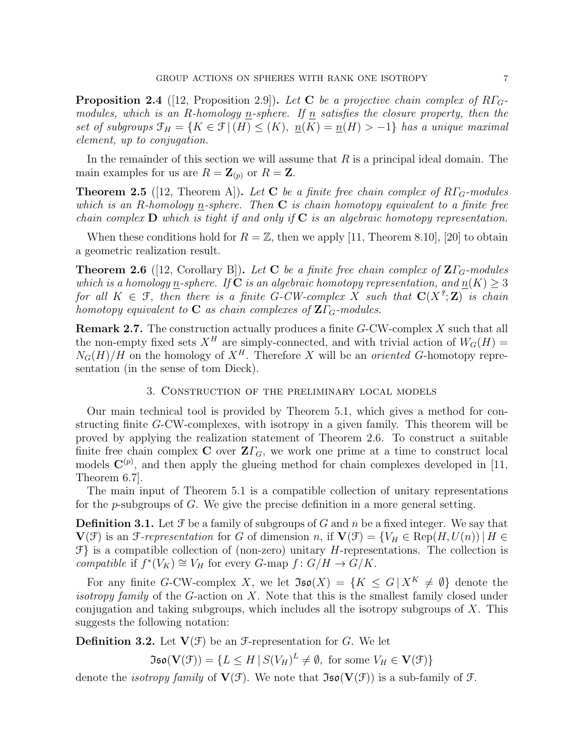**Proposition 2.4** ([12, Proposition 2.9])**.** *Let $\mathbf{C}$ be a projective chain complex of $R\varGamma_G$-modules, which is an $R$-homology $\underline{n}$-sphere. If $\underline{n}$ satisfies the closure property, then the set of subgroups $\mathcal{F}_H = \{K \in \mathcal{F} \,|\, (H) \leq (K),\ \underline{n}(K) = \underline{n}(H) > -1\}$ has a unique maximal element, up to conjugation.*

In the remainder of this section we will assume that $R$ is a principal ideal domain. The main examples for us are $R = \mathbf{Z}_{(p)}$ or $R = \mathbf{Z}$.

**Theorem 2.5** ([12, Theorem A])**.** *Let $\mathbf{C}$ be a finite free chain complex of $R\varGamma_G$-modules which is an $R$-homology $\underline{n}$-sphere. Then $\mathbf{C}$ is chain homotopy equivalent to a finite free chain complex $\mathbf{D}$ which is tight if and only if $\mathbf{C}$ is an algebraic homotopy representation.*

When these conditions hold for $R = \mathbb{Z}$, then we apply [11, Theorem 8.10], [20] to obtain a geometric realization result.

**Theorem 2.6** ([12, Corollary B])**.** *Let $\mathbf{C}$ be a finite free chain complex of $\mathbf{Z}\varGamma_G$-modules which is a homology $\underline{n}$-sphere. If $\mathbf{C}$ is an algebraic homotopy representation, and $\underline{n}(K) \geq 3$ for all $K \in \mathcal{F}$, then there is a finite $G$-CW-complex $X$ such that $\mathbf{C}(X^?; \mathbf{Z})$ is chain homotopy equivalent to $\mathbf{C}$ as chain complexes of $\mathbf{Z}\varGamma_G$-modules.*

**Remark 2.7.** The construction actually produces a finite $G$-CW-complex $X$ such that all the non-empty fixed sets $X^H$ are simply-connected, and with trivial action of $W_G(H) = N_G(H)/H$ on the homology of $X^H$. Therefore $X$ will be an *oriented* $G$-homotopy representation (in the sense of tom Dieck).

## 3. Construction of the preliminary local models

Our main technical tool is provided by Theorem 5.1, which gives a method for constructing finite $G$-CW-complexes, with isotropy in a given family. This theorem will be proved by applying the realization statement of Theorem 2.6. To construct a suitable finite free chain complex $\mathbf{C}$ over $\mathbf{Z}\varGamma_G$, we work one prime at a time to construct local models $\mathbf{C}^{(p)}$, and then apply the glueing method for chain complexes developed in [11, Theorem 6.7].

The main input of Theorem 5.1 is a compatible collection of unitary representations for the $p$-subgroups of $G$. We give the precise definition in a more general setting.

**Definition 3.1.** Let $\mathcal{F}$ be a family of subgroups of $G$ and $n$ be a fixed integer. We say that $\mathbf{V}(\mathcal{F})$ is an *$\mathcal{F}$-representation* for $G$ of dimension $n$, if $\mathbf{V}(\mathcal{F}) = \{V_H \in \mathrm{Rep}(H, U(n)) \,|\, H \in \mathcal{F}\}$ is a compatible collection of (non-zero) unitary $H$-representations. The collection is *compatible* if $f^*(V_K) \cong V_H$ for every $G$-map $f\colon G/H \to G/K$.

For any finite $G$-CW-complex $X$, we let $\mathfrak{Iso}(X) = \{K \leq G \,|\, X^K \neq \emptyset\}$ denote the *isotropy family* of the $G$-action on $X$. Note that this is the smallest family closed under conjugation and taking subgroups, which includes all the isotropy subgroups of $X$. This suggests the following notation:

**Definition 3.2.** Let $\mathbf{V}(\mathcal{F})$ be an $\mathcal{F}$-representation for $G$. We let

$$\mathfrak{Iso}(\mathbf{V}(\mathcal{F})) = \{L \leq H \,|\, S(V_H)^L \neq \emptyset, \text{ for some } V_H \in \mathbf{V}(\mathcal{F})\}$$

denote the *isotropy family* of $\mathbf{V}(\mathcal{F})$. We note that $\mathfrak{Iso}(\mathbf{V}(\mathcal{F}))$ is a sub-family of $\mathcal{F}$.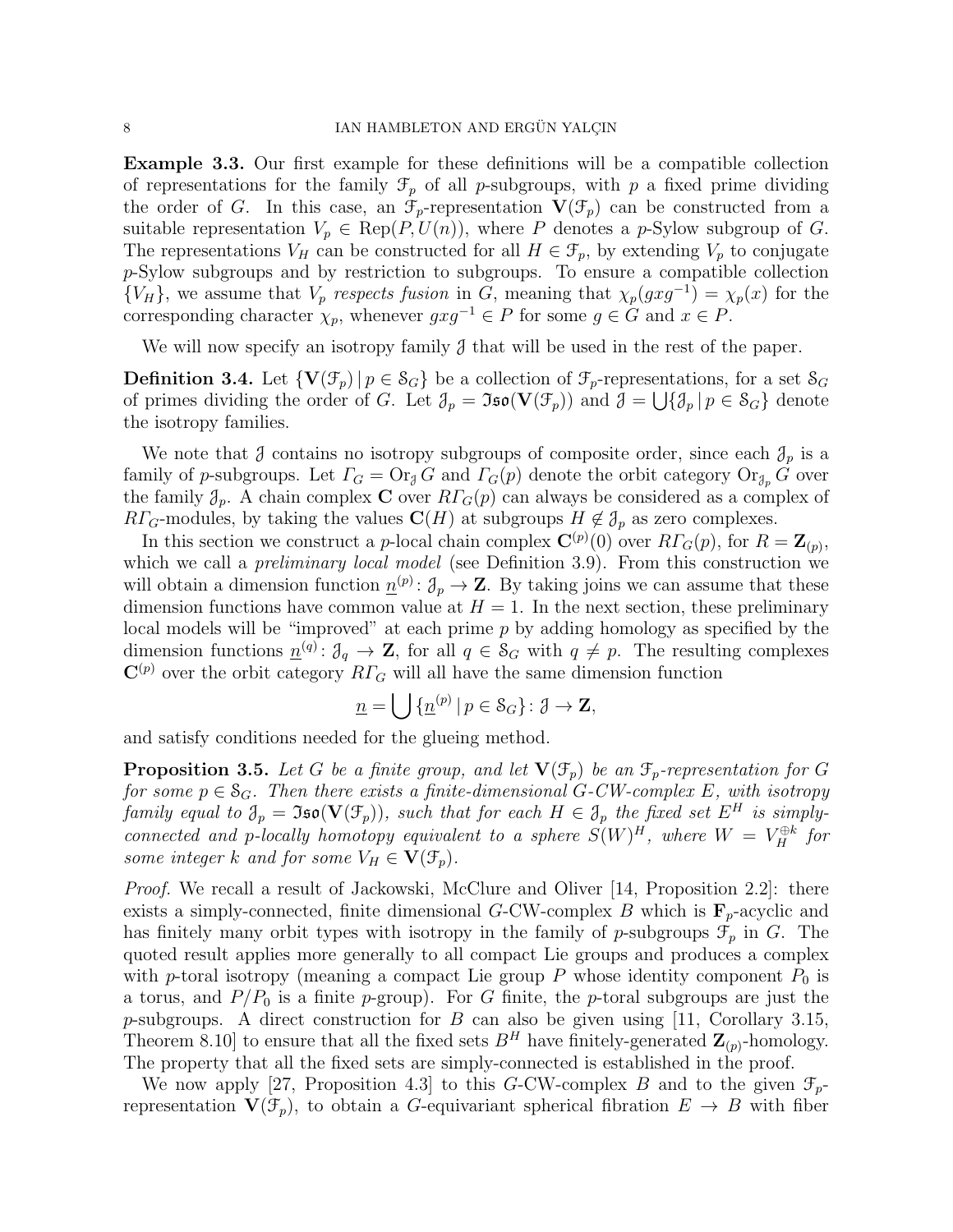**Example 3.3.** Our first example for these definitions will be a compatible collection of representations for the family $\mathcal{F}_p$ of all $p$-subgroups, with $p$ a fixed prime dividing the order of $G$. In this case, an $\mathcal{F}_p$-representation $\mathbf{V}(\mathcal{F}_p)$ can be constructed from a suitable representation $V_p \in \operatorname{Rep}(P, U(n))$, where $P$ denotes a $p$-Sylow subgroup of $G$. The representations $V_H$ can be constructed for all $H \in \mathcal{F}_p$, by extending $V_p$ to conjugate $p$-Sylow subgroups and by restriction to subgroups. To ensure a compatible collection $\{V_H\}$, we assume that $V_p$ *respects fusion* in $G$, meaning that $\chi_p(gxg^{-1}) = \chi_p(x)$ for the corresponding character $\chi_p$, whenever $gxg^{-1} \in P$ for some $g \in G$ and $x \in P$.

We will now specify an isotropy family $\mathcal{J}$ that will be used in the rest of the paper.

**Definition 3.4.** Let $\{\mathbf{V}(\mathcal{F}_p) \,|\, p \in \mathcal{S}_G\}$ be a collection of $\mathcal{F}_p$-representations, for a set $\mathcal{S}_G$ of primes dividing the order of $G$. Let $\mathcal{J}_p = \mathfrak{Iso}(\mathbf{V}(\mathcal{F}_p))$ and $\mathcal{J} = \bigcup\{\mathcal{J}_p \,|\, p \in \mathcal{S}_G\}$ denote the isotropy families.

We note that $\mathcal{J}$ contains no isotropy subgroups of composite order, since each $\mathcal{J}_p$ is a family of $p$-subgroups. Let $\varGamma_G = \operatorname{Or}_{\mathcal{J}} G$ and $\varGamma_G(p)$ denote the orbit category $\operatorname{Or}_{\mathcal{J}_p} G$ over the family $\mathcal{J}_p$. A chain complex $\mathbf{C}$ over $R\varGamma_G(p)$ can always be considered as a complex of $R\varGamma_G$-modules, by taking the values $\mathbf{C}(H)$ at subgroups $H \notin \mathcal{J}_p$ as zero complexes.

In this section we construct a $p$-local chain complex $\mathbf{C}^{(p)}(0)$ over $R\varGamma_G(p)$, for $R = \mathbf{Z}_{(p)}$, which we call a *preliminary local model* (see Definition 3.9). From this construction we will obtain a dimension function $\underline{n}^{(p)} \colon \mathcal{J}_p \to \mathbf{Z}$. By taking joins we can assume that these dimension functions have common value at $H = 1$. In the next section, these preliminary local models will be "improved" at each prime $p$ by adding homology as specified by the dimension functions $\underline{n}^{(q)} \colon \mathcal{J}_q \to \mathbf{Z}$, for all $q \in \mathcal{S}_G$ with $q \neq p$. The resulting complexes $\mathbf{C}^{(p)}$ over the orbit category $R\varGamma_G$ will all have the same dimension function

$$\underline{n} = \bigcup \{\underline{n}^{(p)} \,|\, p \in \mathcal{S}_G\} \colon \mathcal{J} \to \mathbf{Z},$$

and satisfy conditions needed for the glueing method.

**Proposition 3.5.** *Let $G$ be a finite group, and let $\mathbf{V}(\mathcal{F}_p)$ be an $\mathcal{F}_p$-representation for $G$ for some $p \in \mathcal{S}_G$. Then there exists a finite-dimensional $G$-CW-complex $E$, with isotropy family equal to $\mathcal{J}_p = \mathfrak{Iso}(\mathbf{V}(\mathcal{F}_p))$, such that for each $H \in \mathcal{J}_p$ the fixed set $E^H$ is simply-connected and $p$-locally homotopy equivalent to a sphere $S(W)^H$, where $W = V_H^{\oplus k}$ for some integer $k$ and for some $V_H \in \mathbf{V}(\mathcal{F}_p)$.*

*Proof.* We recall a result of Jackowski, McClure and Oliver [14, Proposition 2.2]: there exists a simply-connected, finite dimensional $G$-CW-complex $B$ which is $\mathbf{F}_p$-acyclic and has finitely many orbit types with isotropy in the family of $p$-subgroups $\mathcal{F}_p$ in $G$. The quoted result applies more generally to all compact Lie groups and produces a complex with $p$-toral isotropy (meaning a compact Lie group $P$ whose identity component $P_0$ is a torus, and $P/P_0$ is a finite $p$-group). For $G$ finite, the $p$-toral subgroups are just the $p$-subgroups. A direct construction for $B$ can also be given using [11, Corollary 3.15, Theorem 8.10] to ensure that all the fixed sets $B^H$ have finitely-generated $\mathbf{Z}_{(p)}$-homology. The property that all the fixed sets are simply-connected is established in the proof.

We now apply [27, Proposition 4.3] to this $G$-CW-complex $B$ and to the given $\mathcal{F}_p$-representation $\mathbf{V}(\mathcal{F}_p)$, to obtain a $G$-equivariant spherical fibration $E \to B$ with fiber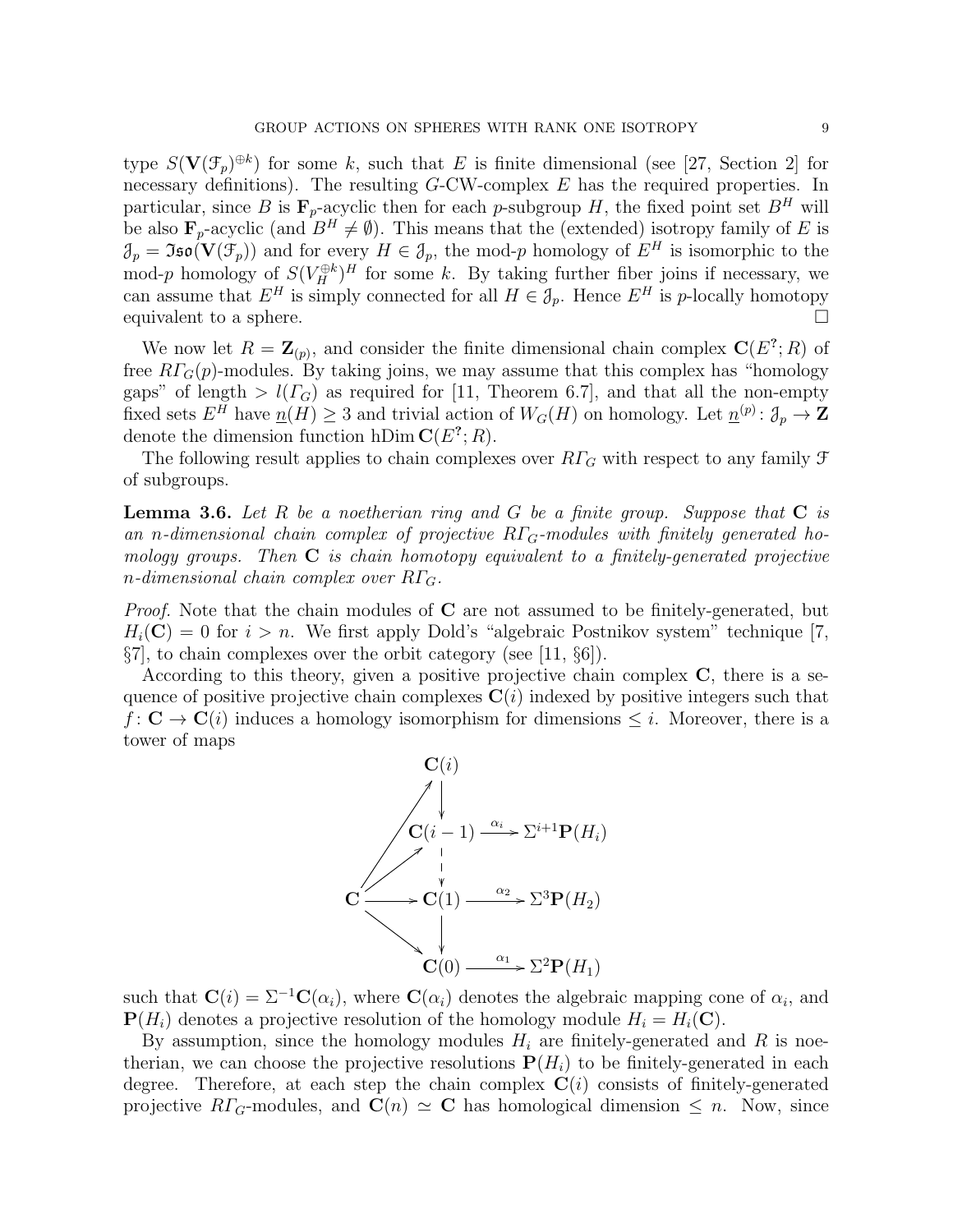type $S(\mathbf{V}(\mathcal{F}_p)^{\oplus k})$ for some $k$, such that $E$ is finite dimensional (see [27, Section 2] for necessary definitions). The resulting $G$-CW-complex $E$ has the required properties. In particular, since $B$ is $\mathbf{F}_p$-acyclic then for each $p$-subgroup $H$, the fixed point set $B^H$ will be also $\mathbf{F}_p$-acyclic (and $B^H \neq \emptyset$). This means that the (extended) isotropy family of $E$ is $\mathcal{J}_p = \mathfrak{Iso}(\mathbf{V}(\mathcal{F}_p))$ and for every $H \in \mathcal{J}_p$, the mod-$p$ homology of $E^H$ is isomorphic to the mod-$p$ homology of $S(V_H^{\oplus k})^H$ for some $k$. By taking further fiber joins if necessary, we can assume that $E^H$ is simply connected for all $H \in \mathcal{J}_p$. Hence $E^H$ is $p$-locally homotopy equivalent to a sphere. □

We now let $R = \mathbf{Z}_{(p)}$, and consider the finite dimensional chain complex $\mathbf{C}(E^?; R)$ of free $R\Gamma_G(p)$-modules. By taking joins, we may assume that this complex has "homology gaps" of length $> l(\Gamma_G)$ as required for [11, Theorem 6.7], and that all the non-empty fixed sets $E^H$ have $\underline{n}(H) \geq 3$ and trivial action of $W_G(H)$ on homology. Let $\underline{n}^{(p)} \colon \mathcal{J}_p \to \mathbf{Z}$ denote the dimension function $\operatorname{hDim} \mathbf{C}(E^?; R)$.

The following result applies to chain complexes over $R\Gamma_G$ with respect to any family $\mathcal{F}$ of subgroups.

**Lemma 3.6.** *Let $R$ be a noetherian ring and $G$ be a finite group. Suppose that $\mathbf{C}$ is an $n$-dimensional chain complex of projective $R\Gamma_G$-modules with finitely generated homology groups. Then $\mathbf{C}$ is chain homotopy equivalent to a finitely-generated projective $n$-dimensional chain complex over $R\Gamma_G$.*

*Proof.* Note that the chain modules of $\mathbf{C}$ are not assumed to be finitely-generated, but $H_i(\mathbf{C}) = 0$ for $i > n$. We first apply Dold's "algebraic Postnikov system" technique [7, §7], to chain complexes over the orbit category (see [11, §6]).

According to this theory, given a positive projective chain complex $\mathbf{C}$, there is a sequence of positive projective chain complexes $\mathbf{C}(i)$ indexed by positive integers such that $f \colon \mathbf{C} \to \mathbf{C}(i)$ induces a homology isomorphism for dimensions $\leq i$. Moreover, there is a tower of maps

$$
\begin{array}{ccccc}
 & & \mathbf{C}(i) & & \\
 & \nearrow & \downarrow & & \\
 & & \mathbf{C}(i-1) & \xrightarrow{\alpha_i} & \Sigma^{i+1}\mathbf{P}(H_i) \\
 & \nearrow & \vdots & & \\
\mathbf{C} & \longrightarrow & \mathbf{C}(1) & \xrightarrow{\alpha_2} & \Sigma^{3}\mathbf{P}(H_2) \\
 & \searrow & \downarrow & & \\
 & & \mathbf{C}(0) & \xrightarrow{\alpha_1} & \Sigma^{2}\mathbf{P}(H_1)
\end{array}
$$

such that $\mathbf{C}(i) = \Sigma^{-1}\mathbf{C}(\alpha_i)$, where $\mathbf{C}(\alpha_i)$ denotes the algebraic mapping cone of $\alpha_i$, and $\mathbf{P}(H_i)$ denotes a projective resolution of the homology module $H_i = H_i(\mathbf{C})$.

By assumption, since the homology modules $H_i$ are finitely-generated and $R$ is noetherian, we can choose the projective resolutions $\mathbf{P}(H_i)$ to be finitely-generated in each degree. Therefore, at each step the chain complex $\mathbf{C}(i)$ consists of finitely-generated projective $R\Gamma_G$-modules, and $\mathbf{C}(n) \simeq \mathbf{C}$ has homological dimension $\leq n$. Now, since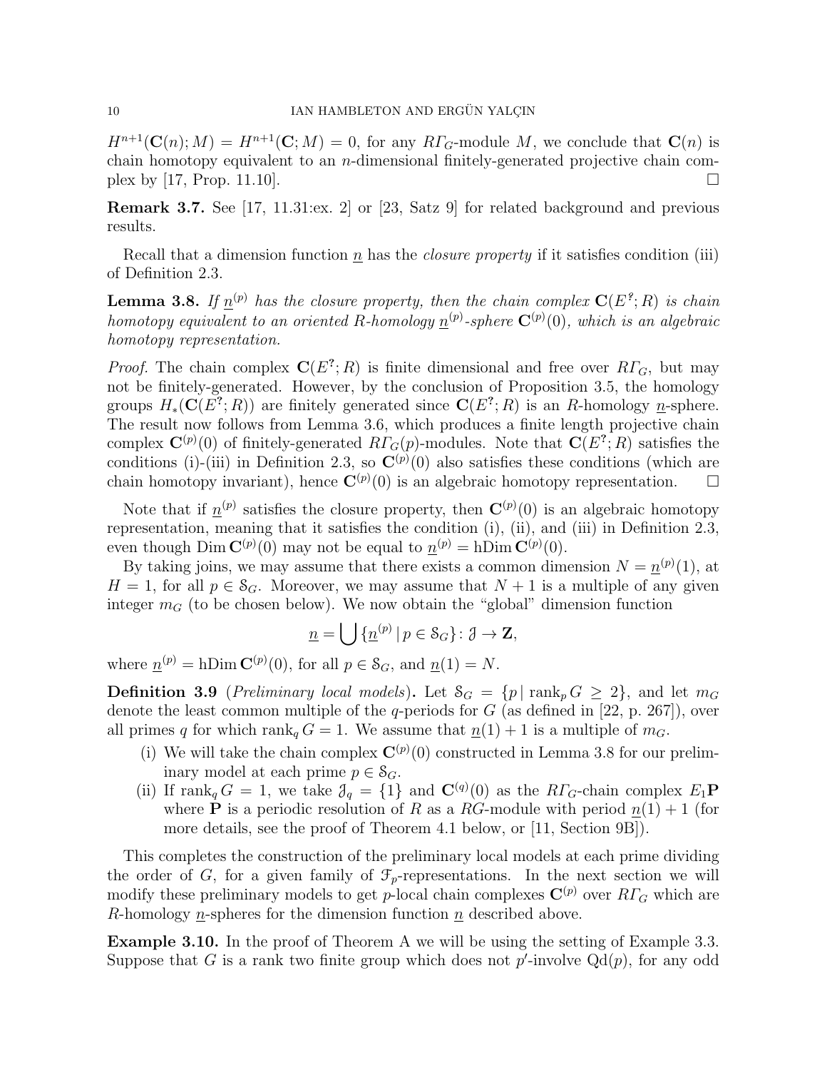$H^{n+1}(\mathbf{C}(n); M) = H^{n+1}(\mathbf{C}; M) = 0$, for any $R\varGamma_G$-module $M$, we conclude that $\mathbf{C}(n)$ is chain homotopy equivalent to an $n$-dimensional finitely-generated projective chain complex by [17, Prop. 11.10]. □

**Remark 3.7.** See [17, 11.31:ex. 2] or [23, Satz 9] for related background and previous results.

Recall that a dimension function $\underline{n}$ has the *closure property* if it satisfies condition (iii) of Definition 2.3.

**Lemma 3.8.** *If $\underline{n}^{(p)}$ has the closure property, then the chain complex $\mathbf{C}(E^?; R)$ is chain homotopy equivalent to an oriented $R$-homology $\underline{n}^{(p)}$-sphere $\mathbf{C}^{(p)}(0)$, which is an algebraic homotopy representation.*

*Proof.* The chain complex $\mathbf{C}(E^?; R)$ is finite dimensional and free over $R\varGamma_G$, but may not be finitely-generated. However, by the conclusion of Proposition 3.5, the homology groups $H_*(\mathbf{C}(E^?; R))$ are finitely generated since $\mathbf{C}(E^?; R)$ is an $R$-homology $\underline{n}$-sphere. The result now follows from Lemma 3.6, which produces a finite length projective chain complex $\mathbf{C}^{(p)}(0)$ of finitely-generated $R\varGamma_G(p)$-modules. Note that $\mathbf{C}(E^?; R)$ satisfies the conditions (i)-(iii) in Definition 2.3, so $\mathbf{C}^{(p)}(0)$ also satisfies these conditions (which are chain homotopy invariant), hence $\mathbf{C}^{(p)}(0)$ is an algebraic homotopy representation. □

Note that if $\underline{n}^{(p)}$ satisfies the closure property, then $\mathbf{C}^{(p)}(0)$ is an algebraic homotopy representation, meaning that it satisfies the condition (i), (ii), and (iii) in Definition 2.3, even though $\operatorname{Dim} \mathbf{C}^{(p)}(0)$ may not be equal to $\underline{n}^{(p)} = \operatorname{hDim} \mathbf{C}^{(p)}(0)$.

By taking joins, we may assume that there exists a common dimension $N = \underline{n}^{(p)}(1)$, at $H = 1$, for all $p \in \mathcal{S}_G$. Moreover, we may assume that $N + 1$ is a multiple of any given integer $m_G$ (to be chosen below). We now obtain the "global" dimension function

$$\underline{n} = \bigcup \{\underline{n}^{(p)} \mid p \in \mathcal{S}_G\} \colon \mathcal{J} \to \mathbf{Z},$$

where $\underline{n}^{(p)} = \operatorname{hDim} \mathbf{C}^{(p)}(0)$, for all $p \in \mathcal{S}_G$, and $\underline{n}(1) = N$.

**Definition 3.9** (*Preliminary local models*)**.** Let $\mathcal{S}_G = \{p \mid \operatorname{rank}_p G \geq 2\}$, and let $m_G$ denote the least common multiple of the $q$-periods for $G$ (as defined in [22, p. 267]), over all primes $q$ for which $\operatorname{rank}_q G = 1$. We assume that $\underline{n}(1) + 1$ is a multiple of $m_G$.

(i) We will take the chain complex $\mathbf{C}^{(p)}(0)$ constructed in Lemma 3.8 for our preliminary model at each prime $p \in \mathcal{S}_G$.

(ii) If $\operatorname{rank}_q G = 1$, we take $\mathcal{J}_q = \{1\}$ and $\mathbf{C}^{(q)}(0)$ as the $R\varGamma_G$-chain complex $E_1\mathbf{P}$ where $\mathbf{P}$ is a periodic resolution of $R$ as a $RG$-module with period $\underline{n}(1) + 1$ (for more details, see the proof of Theorem 4.1 below, or [11, Section 9B]).

This completes the construction of the preliminary local models at each prime dividing the order of $G$, for a given family of $\mathcal{F}_p$-representations. In the next section we will modify these preliminary models to get $p$-local chain complexes $\mathbf{C}^{(p)}$ over $R\varGamma_G$ which are $R$-homology $\underline{n}$-spheres for the dimension function $\underline{n}$ described above.

**Example 3.10.** In the proof of Theorem A we will be using the setting of Example 3.3. Suppose that $G$ is a rank two finite group which does not $p'$-involve $\operatorname{Qd}(p)$, for any odd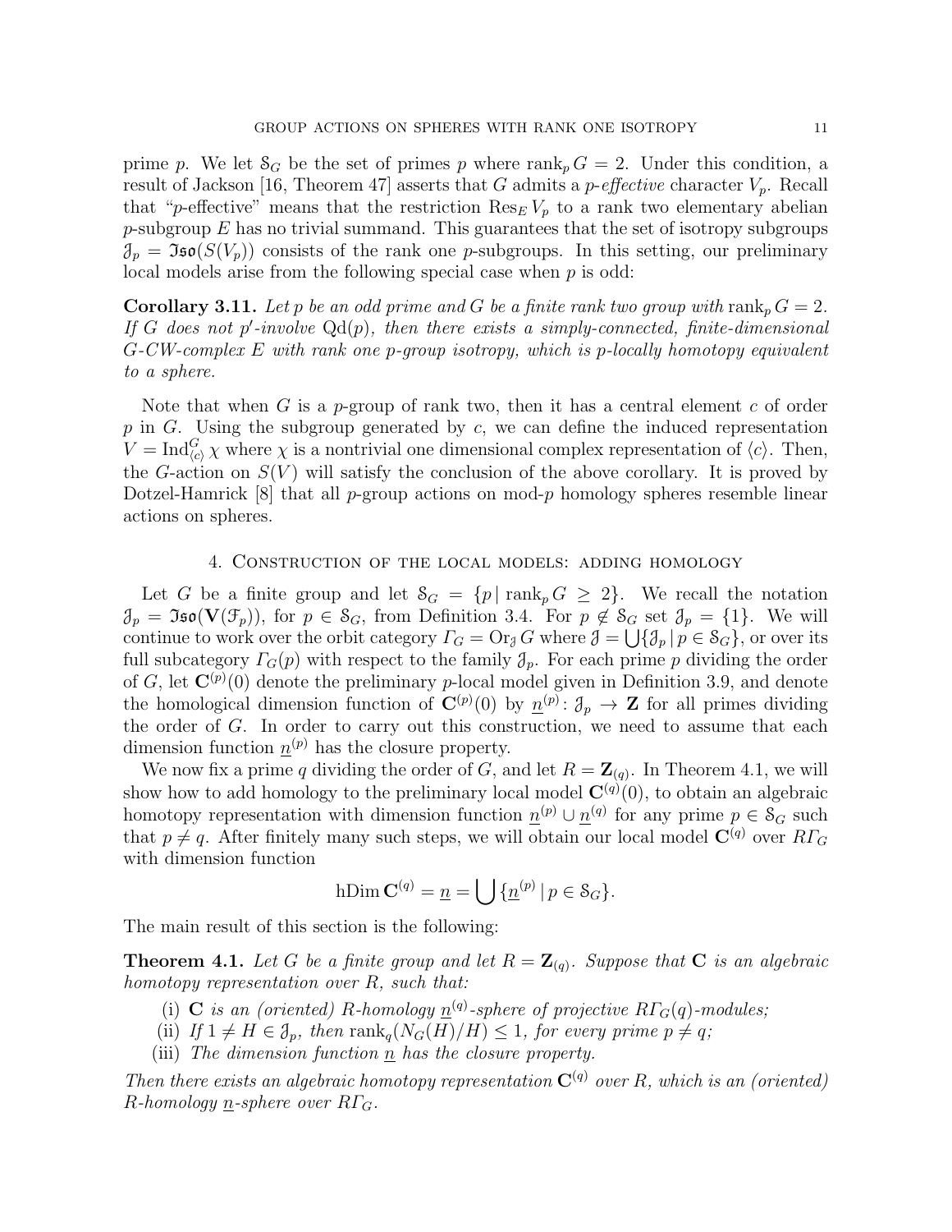prime $p$. We let $\mathcal{S}_G$ be the set of primes $p$ where $\operatorname{rank}_p G = 2$. Under this condition, a result of Jackson [16, Theorem 47] asserts that $G$ admits a *$p$-effective* character $V_p$. Recall that "$p$-effective" means that the restriction $\operatorname{Res}_E V_p$ to a rank two elementary abelian $p$-subgroup $E$ has no trivial summand. This guarantees that the set of isotropy subgroups $\mathcal{J}_p = \mathfrak{Iso}(S(V_p))$ consists of the rank one $p$-subgroups. In this setting, our preliminary local models arise from the following special case when $p$ is odd:

**Corollary 3.11.** *Let $p$ be an odd prime and $G$ be a finite rank two group with $\operatorname{rank}_p G = 2$. If $G$ does not $p'$-involve $\operatorname{Qd}(p)$, then there exists a simply-connected, finite-dimensional $G$-CW-complex $E$ with rank one $p$-group isotropy, which is $p$-locally homotopy equivalent to a sphere.*

Note that when $G$ is a $p$-group of rank two, then it has a central element $c$ of order $p$ in $G$. Using the subgroup generated by $c$, we can define the induced representation $V = \operatorname{Ind}_{\langle c \rangle}^G \chi$ where $\chi$ is a nontrivial one dimensional complex representation of $\langle c \rangle$. Then, the $G$-action on $S(V)$ will satisfy the conclusion of the above corollary. It is proved by Dotzel-Hamrick [8] that all $p$-group actions on mod-$p$ homology spheres resemble linear actions on spheres.

## 4. Construction of the local models: adding homology

Let $G$ be a finite group and let $\mathcal{S}_G = \{p \mid \operatorname{rank}_p G \geq 2\}$. We recall the notation $\mathcal{J}_p = \mathfrak{Iso}(\mathbf{V}(\mathcal{F}_p))$, for $p \in \mathcal{S}_G$, from Definition 3.4. For $p \notin \mathcal{S}_G$ set $\mathcal{J}_p = \{1\}$. We will continue to work over the orbit category $\varGamma_G = \operatorname{Or}_{\mathcal{J}} G$ where $\mathcal{J} = \bigcup \{\mathcal{J}_p \mid p \in \mathcal{S}_G\}$, or over its full subcategory $\varGamma_G(p)$ with respect to the family $\mathcal{J}_p$. For each prime $p$ dividing the order of $G$, let $\mathbf{C}^{(p)}(0)$ denote the preliminary $p$-local model given in Definition 3.9, and denote the homological dimension function of $\mathbf{C}^{(p)}(0)$ by $\underline{n}^{(p)} \colon \mathcal{J}_p \to \mathbf{Z}$ for all primes dividing the order of $G$. In order to carry out this construction, we need to assume that each dimension function $\underline{n}^{(p)}$ has the closure property.

We now fix a prime $q$ dividing the order of $G$, and let $R = \mathbf{Z}_{(q)}$. In Theorem 4.1, we will show how to add homology to the preliminary local model $\mathbf{C}^{(q)}(0)$, to obtain an algebraic homotopy representation with dimension function $\underline{n}^{(p)} \cup \underline{n}^{(q)}$ for any prime $p \in \mathcal{S}_G$ such that $p \neq q$. After finitely many such steps, we will obtain our local model $\mathbf{C}^{(q)}$ over $R\varGamma_G$ with dimension function

$$\operatorname{hDim} \mathbf{C}^{(q)} = \underline{n} = \bigcup \{\underline{n}^{(p)} \mid p \in \mathcal{S}_G\}.$$

The main result of this section is the following:

**Theorem 4.1.** *Let $G$ be a finite group and let $R = \mathbf{Z}_{(q)}$. Suppose that $\mathbf{C}$ is an algebraic homotopy representation over $R$, such that:*

- (i) *$\mathbf{C}$ is an (oriented) $R$-homology $\underline{n}^{(q)}$-sphere of projective $R\varGamma_G(q)$-modules;*
- (ii) *If $1 \neq H \in \mathcal{J}_p$, then $\operatorname{rank}_q(N_G(H)/H) \leq 1$, for every prime $p \neq q$;*
- (iii) *The dimension function $\underline{n}$ has the closure property.*

*Then there exists an algebraic homotopy representation $\mathbf{C}^{(q)}$ over $R$, which is an (oriented) $R$-homology $\underline{n}$-sphere over $R\varGamma_G$.*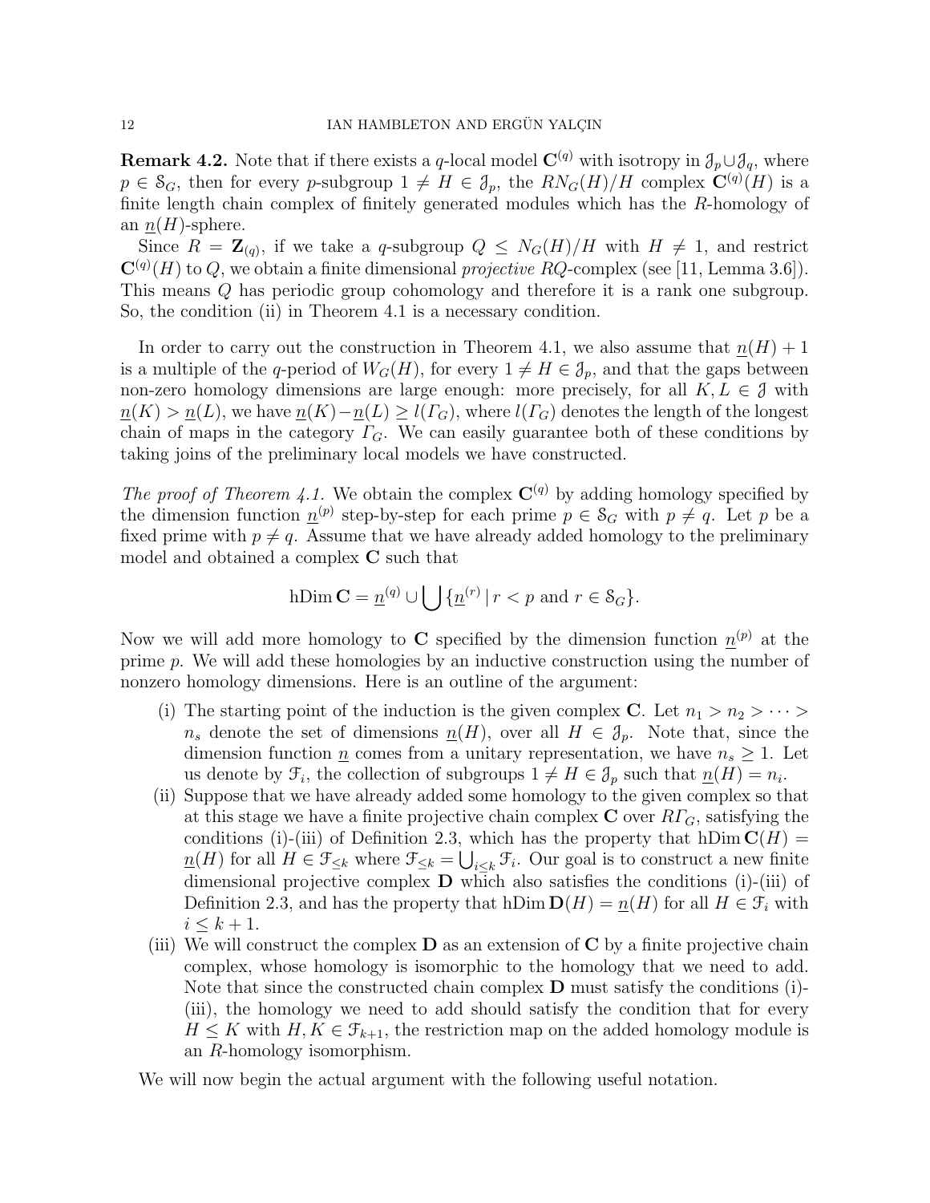**Remark 4.2.** Note that if there exists a $q$-local model $\mathbf{C}^{(q)}$ with isotropy in $\mathcal{J}_p \cup \mathcal{J}_q$, where $p \in \mathcal{S}_G$, then for every $p$-subgroup $1 \neq H \in \mathcal{J}_p$, the $RN_G(H)/H$ complex $\mathbf{C}^{(q)}(H)$ is a finite length chain complex of finitely generated modules which has the $R$-homology of an $\underline{n}(H)$-sphere.

Since $R = \mathbf{Z}_{(q)}$, if we take a $q$-subgroup $Q \leq N_G(H)/H$ with $H \neq 1$, and restrict $\mathbf{C}^{(q)}(H)$ to $Q$, we obtain a finite dimensional *projective* $RQ$-complex (see [11, Lemma 3.6]). This means $Q$ has periodic group cohomology and therefore it is a rank one subgroup. So, the condition (ii) in Theorem 4.1 is a necessary condition.

In order to carry out the construction in Theorem 4.1, we also assume that $\underline{n}(H) + 1$ is a multiple of the $q$-period of $W_G(H)$, for every $1 \neq H \in \mathcal{J}_p$, and that the gaps between non-zero homology dimensions are large enough: more precisely, for all $K, L \in \mathcal{J}$ with $\underline{n}(K) > \underline{n}(L)$, we have $\underline{n}(K) - \underline{n}(L) \geq l(\varGamma_G)$, where $l(\varGamma_G)$ denotes the length of the longest chain of maps in the category $\varGamma_G$. We can easily guarantee both of these conditions by taking joins of the preliminary local models we have constructed.

*The proof of Theorem 4.1.* We obtain the complex $\mathbf{C}^{(q)}$ by adding homology specified by the dimension function $\underline{n}^{(p)}$ step-by-step for each prime $p \in \mathcal{S}_G$ with $p \neq q$. Let $p$ be a fixed prime with $p \neq q$. Assume that we have already added homology to the preliminary model and obtained a complex $\mathbf{C}$ such that

$$\operatorname{hDim} \mathbf{C} = \underline{n}^{(q)} \cup \bigcup \{\underline{n}^{(r)} \mid r < p \text{ and } r \in \mathcal{S}_G\}.$$

Now we will add more homology to $\mathbf{C}$ specified by the dimension function $\underline{n}^{(p)}$ at the prime $p$. We will add these homologies by an inductive construction using the number of nonzero homology dimensions. Here is an outline of the argument:

(i) The starting point of the induction is the given complex $\mathbf{C}$. Let $n_1 > n_2 > \cdots > n_s$ denote the set of dimensions $\underline{n}(H)$, over all $H \in \mathcal{J}_p$. Note that, since the dimension function $\underline{n}$ comes from a unitary representation, we have $n_s \geq 1$. Let us denote by $\mathcal{F}_i$, the collection of subgroups $1 \neq H \in \mathcal{J}_p$ such that $\underline{n}(H) = n_i$.

(ii) Suppose that we have already added some homology to the given complex so that at this stage we have a finite projective chain complex $\mathbf{C}$ over $R\varGamma_G$, satisfying the conditions (i)-(iii) of Definition 2.3, which has the property that $\operatorname{hDim} \mathbf{C}(H) = \underline{n}(H)$ for all $H \in \mathcal{F}_{\leq k}$ where $\mathcal{F}_{\leq k} = \bigcup_{i \leq k} \mathcal{F}_i$. Our goal is to construct a new finite dimensional projective complex $\mathbf{D}$ which also satisfies the conditions (i)-(iii) of Definition 2.3, and has the property that $\operatorname{hDim} \mathbf{D}(H) = \underline{n}(H)$ for all $H \in \mathcal{F}_i$ with $i \leq k+1$.

(iii) We will construct the complex $\mathbf{D}$ as an extension of $\mathbf{C}$ by a finite projective chain complex, whose homology is isomorphic to the homology that we need to add. Note that since the constructed chain complex $\mathbf{D}$ must satisfy the conditions (i)-(iii), the homology we need to add should satisfy the condition that for every $H \leq K$ with $H, K \in \mathcal{F}_{k+1}$, the restriction map on the added homology module is an $R$-homology isomorphism.

We will now begin the actual argument with the following useful notation.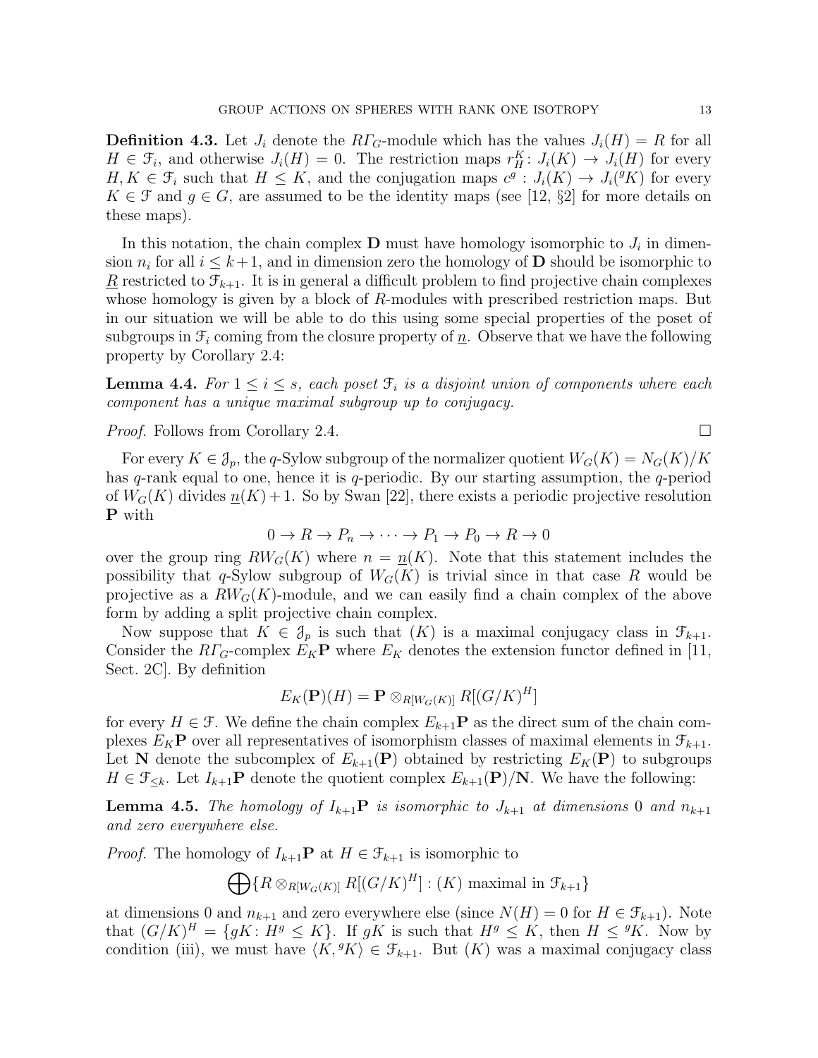**Definition 4.3.** Let $J_i$ denote the $R\Gamma_G$-module which has the values $J_i(H) = R$ for all $H \in \mathcal{F}_i$, and otherwise $J_i(H) = 0$. The restriction maps $r_H^K \colon J_i(K) \to J_i(H)$ for every $H, K \in \mathcal{F}_i$ such that $H \leq K$, and the conjugation maps $c^g : J_i(K) \to J_i({}^gK)$ for every $K \in \mathcal{F}$ and $g \in G$, are assumed to be the identity maps (see [12, §2] for more details on these maps).

In this notation, the chain complex $\mathbf{D}$ must have homology isomorphic to $J_i$ in dimension $n_i$ for all $i \leq k+1$, and in dimension zero the homology of $\mathbf{D}$ should be isomorphic to $\underline{R}$ restricted to $\mathcal{F}_{k+1}$. It is in general a difficult problem to find projective chain complexes whose homology is given by a block of $R$-modules with prescribed restriction maps. But in our situation we will be able to do this using some special properties of the poset of subgroups in $\mathcal{F}_i$ coming from the closure property of $\underline{n}$. Observe that we have the following property by Corollary 2.4:

**Lemma 4.4.** *For $1 \leq i \leq s$, each poset $\mathcal{F}_i$ is a disjoint union of components where each component has a unique maximal subgroup up to conjugacy.*

*Proof.* Follows from Corollary 2.4. □

For every $K \in \mathcal{J}_p$, the $q$-Sylow subgroup of the normalizer quotient $W_G(K) = N_G(K)/K$ has $q$-rank equal to one, hence it is $q$-periodic. By our starting assumption, the $q$-period of $W_G(K)$ divides $\underline{n}(K)+1$. So by Swan [22], there exists a periodic projective resolution $\mathbf{P}$ with

$$0 \to R \to P_n \to \cdots \to P_1 \to P_0 \to R \to 0$$

over the group ring $RW_G(K)$ where $n = \underline{n}(K)$. Note that this statement includes the possibility that $q$-Sylow subgroup of $W_G(K)$ is trivial since in that case $R$ would be projective as a $RW_G(K)$-module, and we can easily find a chain complex of the above form by adding a split projective chain complex.

Now suppose that $K \in \mathcal{J}_p$ is such that $(K)$ is a maximal conjugacy class in $\mathcal{F}_{k+1}$. Consider the $R\Gamma_G$-complex $E_K\mathbf{P}$ where $E_K$ denotes the extension functor defined in [11, Sect. 2C]. By definition

$$E_K(\mathbf{P})(H) = \mathbf{P} \otimes_{R[W_G(K)]} R[(G/K)^H]$$

for every $H \in \mathcal{F}$. We define the chain complex $E_{k+1}\mathbf{P}$ as the direct sum of the chain complexes $E_K\mathbf{P}$ over all representatives of isomorphism classes of maximal elements in $\mathcal{F}_{k+1}$. Let $\mathbf{N}$ denote the subcomplex of $E_{k+1}(\mathbf{P})$ obtained by restricting $E_K(\mathbf{P})$ to subgroups $H \in \mathcal{F}_{\leq k}$. Let $I_{k+1}\mathbf{P}$ denote the quotient complex $E_{k+1}(\mathbf{P})/\mathbf{N}$. We have the following:

**Lemma 4.5.** *The homology of $I_{k+1}\mathbf{P}$ is isomorphic to $J_{k+1}$ at dimensions $0$ and $n_{k+1}$ and zero everywhere else.*

*Proof.* The homology of $I_{k+1}\mathbf{P}$ at $H \in \mathcal{F}_{k+1}$ is isomorphic to

$$\bigoplus \{ R \otimes_{R[W_G(K)]} R[(G/K)^H] : (K) \text{ maximal in } \mathcal{F}_{k+1} \}$$

at dimensions 0 and $n_{k+1}$ and zero everywhere else (since $N(H) = 0$ for $H \in \mathcal{F}_{k+1}$). Note that $(G/K)^H = \{ gK \colon H^g \leq K \}$. If $gK$ is such that $H^g \leq K$, then $H \leq {}^gK$. Now by condition (iii), we must have $\langle K, {}^gK \rangle \in \mathcal{F}_{k+1}$. But $(K)$ was a maximal conjugacy class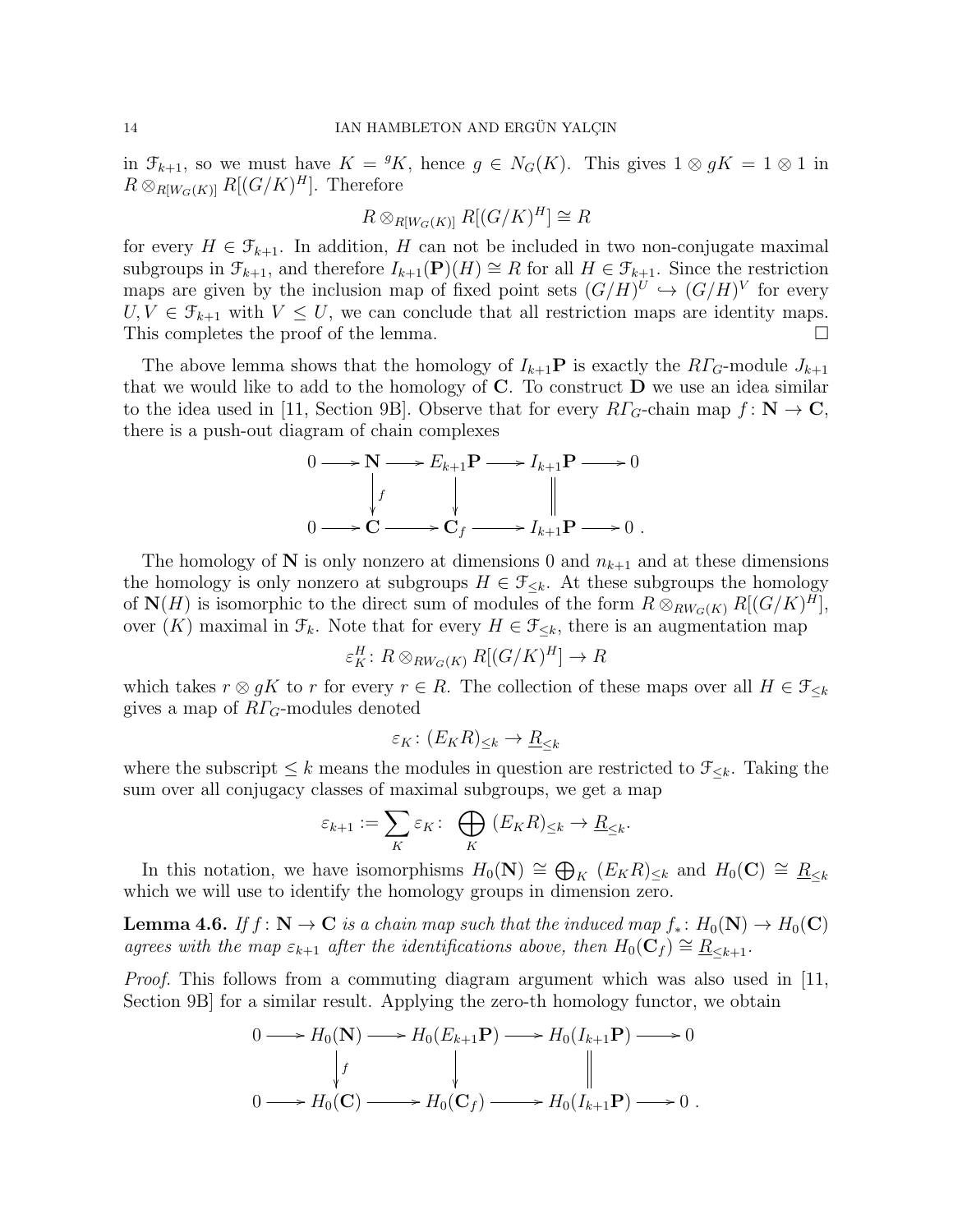in $\mathcal{F}_{k+1}$, so we must have $K = {}^gK$, hence $g \in N_G(K)$. This gives $1 \otimes gK = 1 \otimes 1$ in $R \otimes_{R[W_G(K)]} R[(G/K)^H]$. Therefore

$$R \otimes_{R[W_G(K)]} R[(G/K)^H] \cong R$$

for every $H \in \mathcal{F}_{k+1}$. In addition, $H$ can not be included in two non-conjugate maximal subgroups in $\mathcal{F}_{k+1}$, and therefore $I_{k+1}(\mathbf{P})(H) \cong R$ for all $H \in \mathcal{F}_{k+1}$. Since the restriction maps are given by the inclusion map of fixed point sets $(G/H)^U \hookrightarrow (G/H)^V$ for every $U, V \in \mathcal{F}_{k+1}$ with $V \leq U$, we can conclude that all restriction maps are identity maps. This completes the proof of the lemma. $\square$

The above lemma shows that the homology of $I_{k+1}\mathbf{P}$ is exactly the $R\varGamma_G$-module $J_{k+1}$ that we would like to add to the homology of $\mathbf{C}$. To construct $\mathbf{D}$ we use an idea similar to the idea used in [11, Section 9B]. Observe that for every $R\varGamma_G$-chain map $f \colon \mathbf{N} \to \mathbf{C}$, there is a push-out diagram of chain complexes

$$\begin{array}{ccccccccc} 0 & \longrightarrow & \mathbf{N} & \longrightarrow & E_{k+1}\mathbf{P} & \longrightarrow & I_{k+1}\mathbf{P} & \longrightarrow & 0 \\ & & \downarrow{\scriptstyle f} & & \downarrow & & \| & & \\ 0 & \longrightarrow & \mathbf{C} & \longrightarrow & \mathbf{C}_f & \longrightarrow & I_{k+1}\mathbf{P} & \longrightarrow & 0\ . \end{array}$$

The homology of $\mathbf{N}$ is only nonzero at dimensions 0 and $n_{k+1}$ and at these dimensions the homology is only nonzero at subgroups $H \in \mathcal{F}_{\leq k}$. At these subgroups the homology of $\mathbf{N}(H)$ is isomorphic to the direct sum of modules of the form $R \otimes_{RW_G(K)} R[(G/K)^H]$, over $(K)$ maximal in $\mathcal{F}_k$. Note that for every $H \in \mathcal{F}_{\leq k}$, there is an augmentation map

$$\varepsilon_K^H \colon R \otimes_{RW_G(K)} R[(G/K)^H] \to R$$

which takes $r \otimes gK$ to $r$ for every $r \in R$. The collection of these maps over all $H \in \mathcal{F}_{\leq k}$ gives a map of $R\varGamma_G$-modules denoted

$$\varepsilon_K \colon (E_K R)_{\leq k} \to \underline{R}_{\leq k}$$

where the subscript $\leq k$ means the modules in question are restricted to $\mathcal{F}_{\leq k}$. Taking the sum over all conjugacy classes of maximal subgroups, we get a map

$$\varepsilon_{k+1} := \sum_K \varepsilon_K \colon \bigoplus_K (E_K R)_{\leq k} \to \underline{R}_{\leq k}.$$

In this notation, we have isomorphisms $H_0(\mathbf{N}) \cong \bigoplus_K (E_K R)_{\leq k}$ and $H_0(\mathbf{C}) \cong \underline{R}_{\leq k}$ which we will use to identify the homology groups in dimension zero.

**Lemma 4.6.** *If $f \colon \mathbf{N} \to \mathbf{C}$ is a chain map such that the induced map $f_* \colon H_0(\mathbf{N}) \to H_0(\mathbf{C})$ agrees with the map $\varepsilon_{k+1}$ after the identifications above, then $H_0(\mathbf{C}_f) \cong \underline{R}_{\leq k+1}$.*

*Proof.* This follows from a commuting diagram argument which was also used in [11, Section 9B] for a similar result. Applying the zero-th homology functor, we obtain

$$\begin{array}{ccccccccc} 0 & \longrightarrow & H_0(\mathbf{N}) & \longrightarrow & H_0(E_{k+1}\mathbf{P}) & \longrightarrow & H_0(I_{k+1}\mathbf{P}) & \longrightarrow & 0 \\ & & \downarrow{\scriptstyle f} & & \downarrow & & \| & & \\ 0 & \longrightarrow & H_0(\mathbf{C}) & \longrightarrow & H_0(\mathbf{C}_f) & \longrightarrow & H_0(I_{k+1}\mathbf{P}) & \longrightarrow & 0\ . \end{array}$$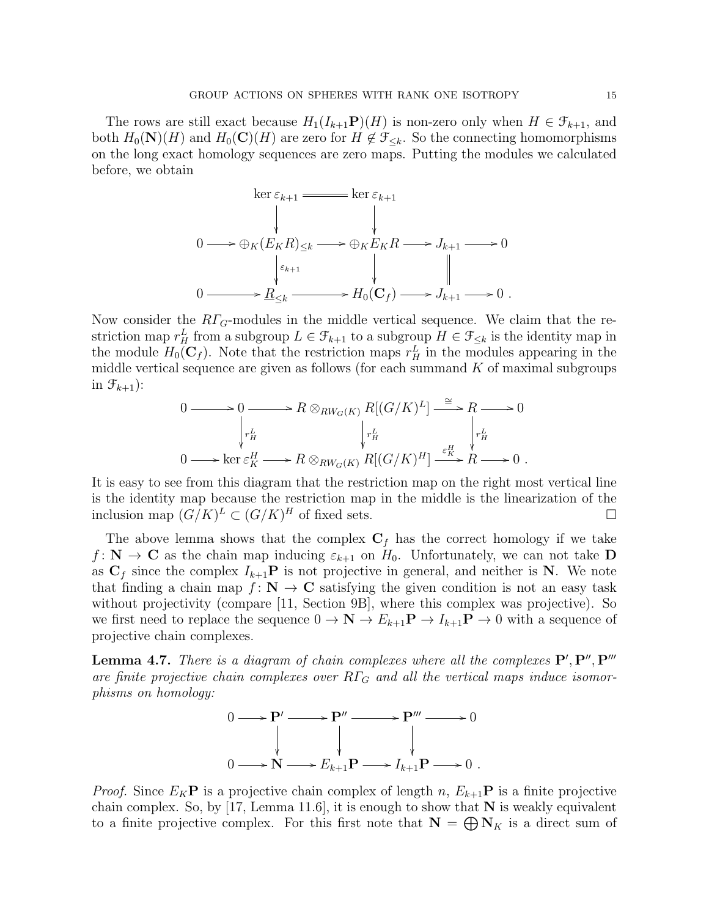The rows are still exact because $H_1(I_{k+1}\mathbf{P})(H)$ is non-zero only when $H \in \mathcal{F}_{k+1}$, and both $H_0(\mathbf{N})(H)$ and $H_0(\mathbf{C})(H)$ are zero for $H \notin \mathcal{F}_{\leq k}$. So the connecting homomorphisms on the long exact homology sequences are zero maps. Putting the modules we calculated before, we obtain

$$\begin{array}{ccccccccc}
 & & \ker \varepsilon_{k+1} & = & \ker \varepsilon_{k+1} & & & & \\
 & & \downarrow & & \downarrow & & & & \\
0 & \to & \oplus_K (E_K R)_{\leq k} & \to & \oplus_K E_K R & \to & J_{k+1} & \to & 0 \\
 & & \downarrow{\scriptstyle \varepsilon_{k+1}} & & \downarrow & & \| & & \\
0 & \to & \underline{R}_{\leq k} & \to & H_0(\mathbf{C}_f) & \to & J_{k+1} & \to & 0 .
\end{array}$$

Now consider the $R\Gamma_G$-modules in the middle vertical sequence. We claim that the restriction map $r^L_H$ from a subgroup $L \in \mathcal{F}_{k+1}$ to a subgroup $H \in \mathcal{F}_{\leq k}$ is the identity map in the module $H_0(\mathbf{C}_f)$. Note that the restriction maps $r^L_H$ in the modules appearing in the middle vertical sequence are given as follows (for each summand $K$ of maximal subgroups in $\mathcal{F}_{k+1}$):

$$\begin{array}{ccccccccc}
0 & \to & 0 & \to & R \otimes_{RW_G(K)} R[(G/K)^L] & \xrightarrow{\cong} & R & \to & 0 \\
 & & \downarrow{\scriptstyle r^L_H} & & \downarrow{\scriptstyle r^L_H} & & \downarrow{\scriptstyle r^L_H} & & \\
0 & \to & \ker \varepsilon^H_K & \to & R \otimes_{RW_G(K)} R[(G/K)^H] & \xrightarrow{\varepsilon^H_K} & R & \to & 0 .
\end{array}$$

It is easy to see from this diagram that the restriction map on the right most vertical line is the identity map because the restriction map in the middle is the linearization of the inclusion map $(G/K)^L \subset (G/K)^H$ of fixed sets. $\square$

The above lemma shows that the complex $\mathbf{C}_f$ has the correct homology if we take $f \colon \mathbf{N} \to \mathbf{C}$ as the chain map inducing $\varepsilon_{k+1}$ on $H_0$. Unfortunately, we can not take $\mathbf{D}$ as $\mathbf{C}_f$ since the complex $I_{k+1}\mathbf{P}$ is not projective in general, and neither is $\mathbf{N}$. We note that finding a chain map $f \colon \mathbf{N} \to \mathbf{C}$ satisfying the given condition is not an easy task without projectivity (compare [11, Section 9B], where this complex was projective). So we first need to replace the sequence $0 \to \mathbf{N} \to E_{k+1}\mathbf{P} \to I_{k+1}\mathbf{P} \to 0$ with a sequence of projective chain complexes.

**Lemma 4.7.** *There is a diagram of chain complexes where all the complexes $\mathbf{P}', \mathbf{P}'', \mathbf{P}'''$ are finite projective chain complexes over $R\Gamma_G$ and all the vertical maps induce isomorphisms on homology:*

$$\begin{array}{ccccccccc}
0 & \to & \mathbf{P}' & \to & \mathbf{P}'' & \to & \mathbf{P}''' & \to & 0 \\
 & & \downarrow & & \downarrow & & \downarrow & & \\
0 & \to & \mathbf{N} & \to & E_{k+1}\mathbf{P} & \to & I_{k+1}\mathbf{P} & \to & 0 .
\end{array}$$

*Proof.* Since $E_K\mathbf{P}$ is a projective chain complex of length $n$, $E_{k+1}\mathbf{P}$ is a finite projective chain complex. So, by [17, Lemma 11.6], it is enough to show that $\mathbf{N}$ is weakly equivalent to a finite projective complex. For this first note that $\mathbf{N} = \bigoplus \mathbf{N}_K$ is a direct sum of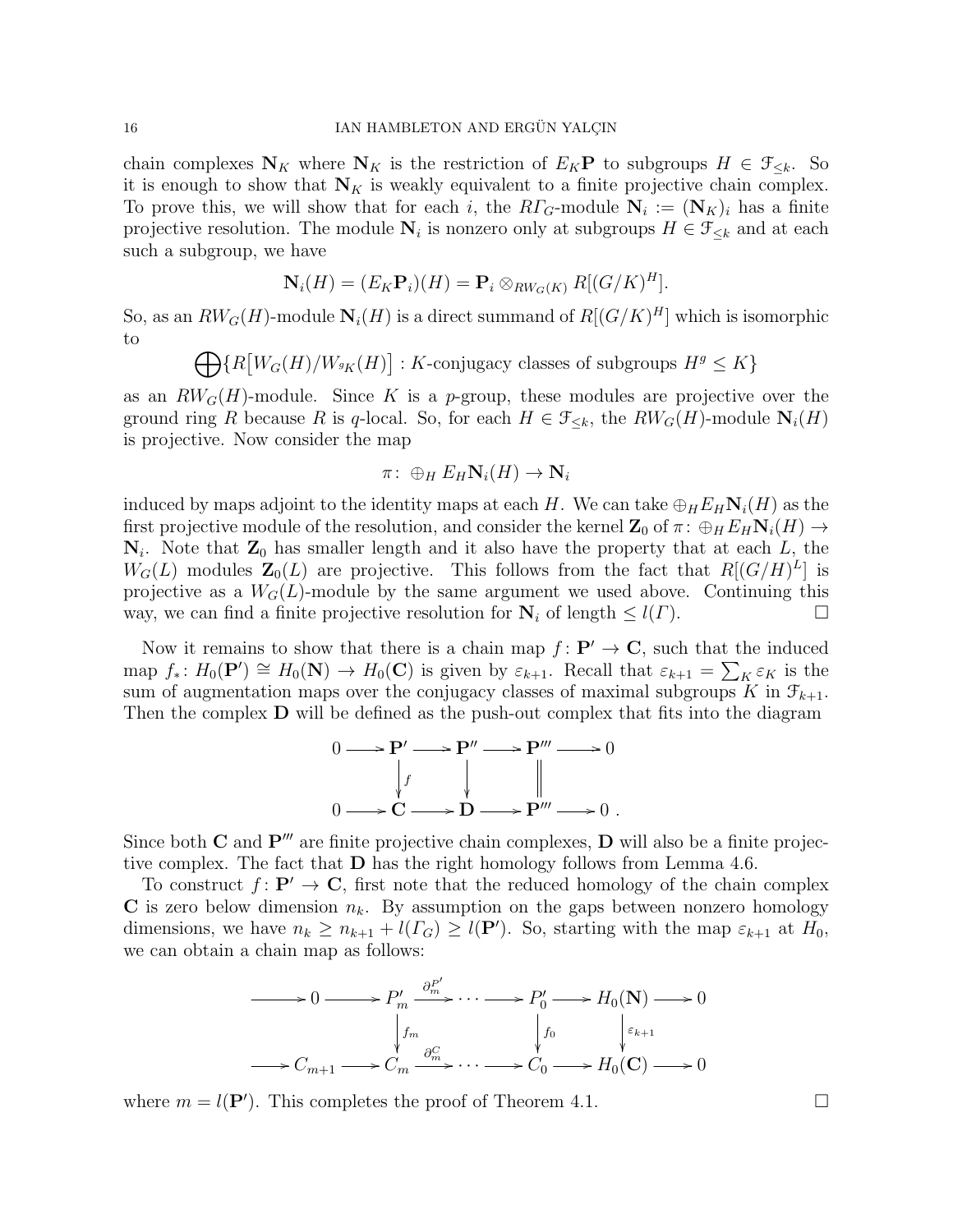chain complexes $\mathbf{N}_K$ where $\mathbf{N}_K$ is the restriction of $E_K\mathbf{P}$ to subgroups $H \in \mathcal{F}_{\leq k}$. So it is enough to show that $\mathbf{N}_K$ is weakly equivalent to a finite projective chain complex. To prove this, we will show that for each $i$, the $R\varGamma_G$-module $\mathbf{N}_i := (\mathbf{N}_K)_i$ has a finite projective resolution. The module $\mathbf{N}_i$ is nonzero only at subgroups $H \in \mathcal{F}_{\leq k}$ and at each such a subgroup, we have

$$\mathbf{N}_i(H) = (E_K\mathbf{P}_i)(H) = \mathbf{P}_i \otimes_{RW_G(K)} R[(G/K)^H].$$

So, as an $RW_G(H)$-module $\mathbf{N}_i(H)$ is a direct summand of $R[(G/K)^H]$ which is isomorphic to

$$\bigoplus \{R\big[W_G(H)/W_{{}^gK}(H)\big] : K\text{-conjugacy classes of subgroups } H^g \leq K\}$$

as an $RW_G(H)$-module. Since $K$ is a $p$-group, these modules are projective over the ground ring $R$ because $R$ is $q$-local. So, for each $H \in \mathcal{F}_{\leq k}$, the $RW_G(H)$-module $\mathbf{N}_i(H)$ is projective. Now consider the map

$$\pi\colon \oplus_H E_H\mathbf{N}_i(H) \to \mathbf{N}_i$$

induced by maps adjoint to the identity maps at each $H$. We can take $\oplus_H E_H\mathbf{N}_i(H)$ as the first projective module of the resolution, and consider the kernel $\mathbf{Z}_0$ of $\pi\colon \oplus_H E_H\mathbf{N}_i(H) \to \mathbf{N}_i$. Note that $\mathbf{Z}_0$ has smaller length and it also have the property that at each $L$, the $W_G(L)$ modules $\mathbf{Z}_0(L)$ are projective. This follows from the fact that $R[(G/H)^L]$ is projective as a $W_G(L)$-module by the same argument we used above. Continuing this way, we can find a finite projective resolution for $\mathbf{N}_i$ of length $\leq l(\varGamma)$. $\square$

Now it remains to show that there is a chain map $f\colon \mathbf{P}' \to \mathbf{C}$, such that the induced map $f_*\colon H_0(\mathbf{P}') \cong H_0(\mathbf{N}) \to H_0(\mathbf{C})$ is given by $\varepsilon_{k+1}$. Recall that $\varepsilon_{k+1} = \sum_K \varepsilon_K$ is the sum of augmentation maps over the conjugacy classes of maximal subgroups $K$ in $\mathcal{F}_{k+1}$. Then the complex $\mathbf{D}$ will be defined as the push-out complex that fits into the diagram

$$\begin{array}{ccccccccc}
0 & \longrightarrow & \mathbf{P}' & \longrightarrow & \mathbf{P}'' & \longrightarrow & \mathbf{P}''' & \longrightarrow & 0 \\
 & & \big\downarrow f & & \big\downarrow & & \big\| & & \\
0 & \longrightarrow & \mathbf{C} & \longrightarrow & \mathbf{D} & \longrightarrow & \mathbf{P}''' & \longrightarrow & 0\,.
\end{array}$$

Since both $\mathbf{C}$ and $\mathbf{P}'''$ are finite projective chain complexes, $\mathbf{D}$ will also be a finite projective complex. The fact that $\mathbf{D}$ has the right homology follows from Lemma 4.6.

To construct $f\colon \mathbf{P}' \to \mathbf{C}$, first note that the reduced homology of the chain complex $\mathbf{C}$ is zero below dimension $n_k$. By assumption on the gaps between nonzero homology dimensions, we have $n_k \geq n_{k+1} + l(\varGamma_G) \geq l(\mathbf{P}')$. So, starting with the map $\varepsilon_{k+1}$ at $H_0$, we can obtain a chain map as follows:

$$\begin{array}{ccccccccccccc}
\longrightarrow & 0 & \longrightarrow & P'_m & \xrightarrow{\partial_m^{P'}} & \cdots & \longrightarrow & P'_0 & \longrightarrow & H_0(\mathbf{N}) & \longrightarrow & 0 \\
 & & & \big\downarrow f_m & & & & \big\downarrow f_0 & & \big\downarrow \varepsilon_{k+1} & & \\
\longrightarrow & C_{m+1} & \longrightarrow & C_m & \xrightarrow{\partial_m^{C}} & \cdots & \longrightarrow & C_0 & \longrightarrow & H_0(\mathbf{C}) & \longrightarrow & 0
\end{array}$$

where $m = l(\mathbf{P}')$. This completes the proof of Theorem 4.1. $\square$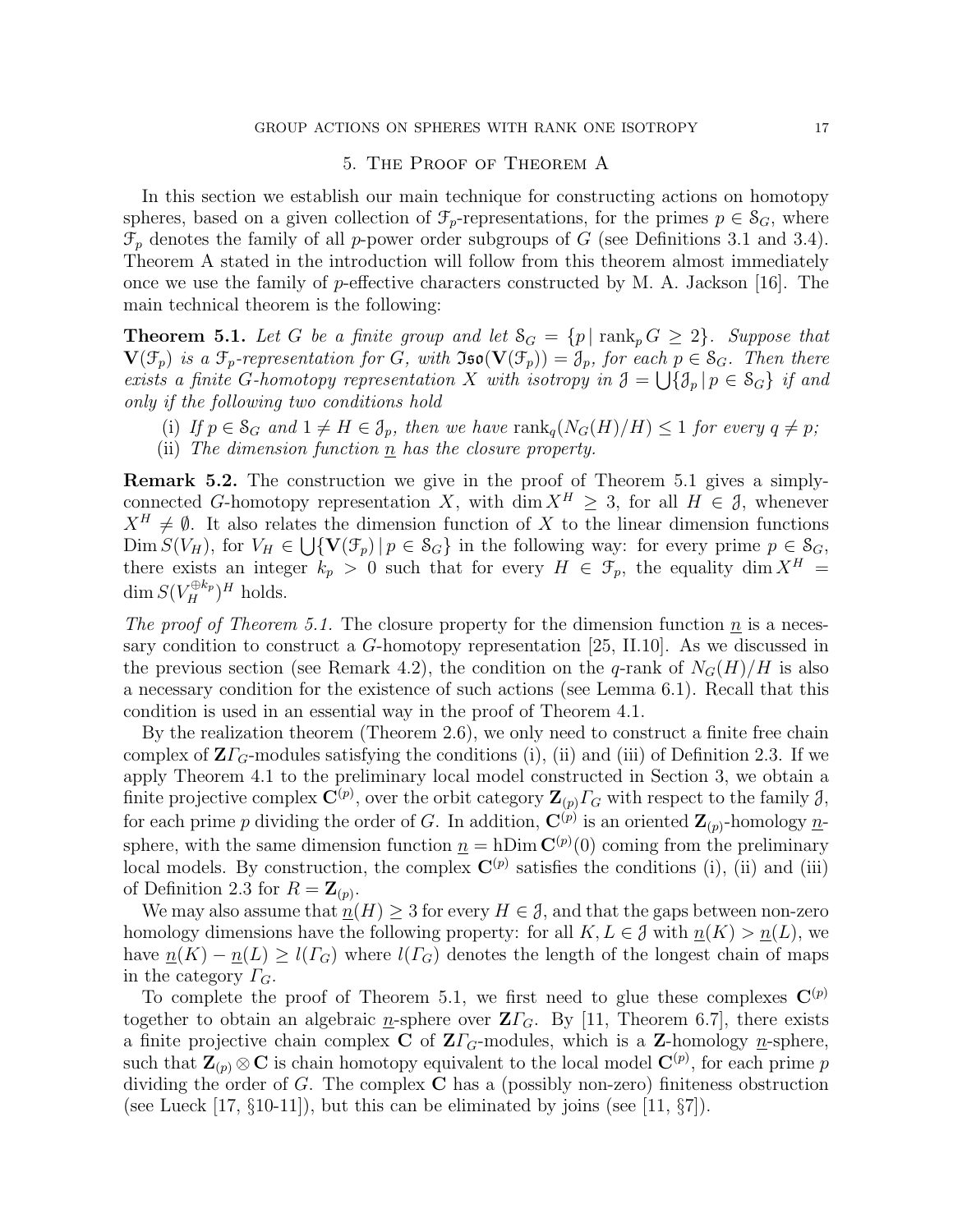## 5. The Proof of Theorem A

In this section we establish our main technique for constructing actions on homotopy spheres, based on a given collection of $\mathcal{F}_p$-representations, for the primes $p \in \mathcal{S}_G$, where $\mathcal{F}_p$ denotes the family of all $p$-power order subgroups of $G$ (see Definitions 3.1 and 3.4). Theorem A stated in the introduction will follow from this theorem almost immediately once we use the family of $p$-effective characters constructed by M. A. Jackson [16]. The main technical theorem is the following:

**Theorem 5.1.** *Let $G$ be a finite group and let $\mathcal{S}_G = \{p \mid \operatorname{rank}_p G \geq 2\}$. Suppose that $\mathbf{V}(\mathcal{F}_p)$ is a $\mathcal{F}_p$-representation for $G$, with $\mathfrak{Iso}(\mathbf{V}(\mathcal{F}_p)) = \mathcal{J}_p$, for each $p \in \mathcal{S}_G$. Then there exists a finite $G$-homotopy representation $X$ with isotropy in $\mathcal{J} = \bigcup\{\mathcal{J}_p \mid p \in \mathcal{S}_G\}$ if and only if the following two conditions hold*

(i) *If $p \in \mathcal{S}_G$ and $1 \neq H \in \mathcal{J}_p$, then we have $\operatorname{rank}_q(N_G(H)/H) \leq 1$ for every $q \neq p$;*

(ii) *The dimension function $\underline{n}$ has the closure property.*

**Remark 5.2.** The construction we give in the proof of Theorem 5.1 gives a simply-connected $G$-homotopy representation $X$, with $\dim X^H \geq 3$, for all $H \in \mathcal{J}$, whenever $X^H \neq \emptyset$. It also relates the dimension function of $X$ to the linear dimension functions $\operatorname{Dim} S(V_H)$, for $V_H \in \bigcup\{\mathbf{V}(\mathcal{F}_p) \mid p \in \mathcal{S}_G\}$ in the following way: for every prime $p \in \mathcal{S}_G$, there exists an integer $k_p > 0$ such that for every $H \in \mathcal{F}_p$, the equality $\dim X^H = \dim S(V_H^{\oplus k_p})^H$ holds.

*The proof of Theorem 5.1.* The closure property for the dimension function $\underline{n}$ is a necessary condition to construct a $G$-homotopy representation [25, II.10]. As we discussed in the previous section (see Remark 4.2), the condition on the $q$-rank of $N_G(H)/H$ is also a necessary condition for the existence of such actions (see Lemma 6.1). Recall that this condition is used in an essential way in the proof of Theorem 4.1.

By the realization theorem (Theorem 2.6), we only need to construct a finite free chain complex of $\mathbf{Z}\varGamma_G$-modules satisfying the conditions (i), (ii) and (iii) of Definition 2.3. If we apply Theorem 4.1 to the preliminary local model constructed in Section 3, we obtain a finite projective complex $\mathbf{C}^{(p)}$, over the orbit category $\mathbf{Z}_{(p)}\varGamma_G$ with respect to the family $\mathcal{J}$, for each prime $p$ dividing the order of $G$. In addition, $\mathbf{C}^{(p)}$ is an oriented $\mathbf{Z}_{(p)}$-homology $\underline{n}$-sphere, with the same dimension function $\underline{n} = \operatorname{hDim} \mathbf{C}^{(p)}(0)$ coming from the preliminary local models. By construction, the complex $\mathbf{C}^{(p)}$ satisfies the conditions (i), (ii) and (iii) of Definition 2.3 for $R = \mathbf{Z}_{(p)}$.

We may also assume that $\underline{n}(H) \geq 3$ for every $H \in \mathcal{J}$, and that the gaps between non-zero homology dimensions have the following property: for all $K, L \in \mathcal{J}$ with $\underline{n}(K) > \underline{n}(L)$, we have $\underline{n}(K) - \underline{n}(L) \geq l(\varGamma_G)$ where $l(\varGamma_G)$ denotes the length of the longest chain of maps in the category $\varGamma_G$.

To complete the proof of Theorem 5.1, we first need to glue these complexes $\mathbf{C}^{(p)}$ together to obtain an algebraic $\underline{n}$-sphere over $\mathbf{Z}\varGamma_G$. By [11, Theorem 6.7], there exists a finite projective chain complex $\mathbf{C}$ of $\mathbf{Z}\varGamma_G$-modules, which is a $\mathbf{Z}$-homology $\underline{n}$-sphere, such that $\mathbf{Z}_{(p)} \otimes \mathbf{C}$ is chain homotopy equivalent to the local model $\mathbf{C}^{(p)}$, for each prime $p$ dividing the order of $G$. The complex $\mathbf{C}$ has a (possibly non-zero) finiteness obstruction (see Lueck [17, §10-11]), but this can be eliminated by joins (see [11, §7]).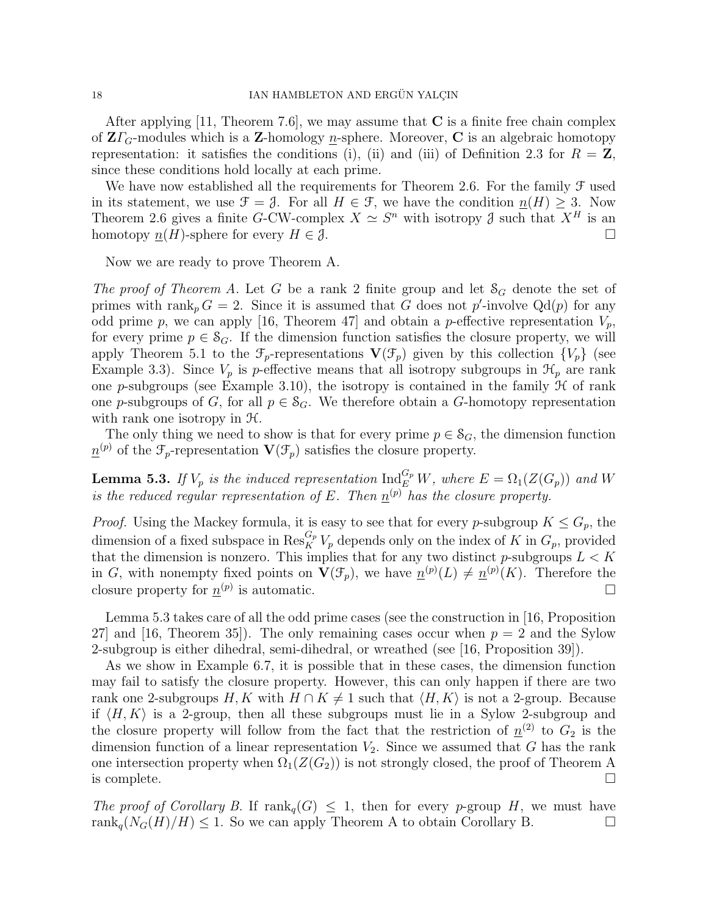After applying [11, Theorem 7.6], we may assume that $\mathbf{C}$ is a finite free chain complex of $\mathbf{Z}\varGamma_G$-modules which is a $\mathbf{Z}$-homology $\underline{n}$-sphere. Moreover, $\mathbf{C}$ is an algebraic homotopy representation: it satisfies the conditions (i), (ii) and (iii) of Definition 2.3 for $R = \mathbf{Z}$, since these conditions hold locally at each prime.

We have now established all the requirements for Theorem 2.6. For the family $\mathcal{F}$ used in its statement, we use $\mathcal{F} = \mathcal{J}$. For all $H \in \mathcal{F}$, we have the condition $\underline{n}(H) \geq 3$. Now Theorem 2.6 gives a finite $G$-CW-complex $X \simeq S^n$ with isotropy $\mathcal{J}$ such that $X^H$ is an homotopy $\underline{n}(H)$-sphere for every $H \in \mathcal{J}$. □

Now we are ready to prove Theorem A.

*The proof of Theorem A.* Let $G$ be a rank 2 finite group and let $\mathcal{S}_G$ denote the set of primes with $\operatorname{rank}_p G = 2$. Since it is assumed that $G$ does not $p'$-involve $\operatorname{Qd}(p)$ for any odd prime $p$, we can apply [16, Theorem 47] and obtain a $p$-effective representation $V_p$, for every prime $p \in \mathcal{S}_G$. If the dimension function satisfies the closure property, we will apply Theorem 5.1 to the $\mathcal{F}_p$-representations $\mathbf{V}(\mathcal{F}_p)$ given by this collection $\{V_p\}$ (see Example 3.3). Since $V_p$ is $p$-effective means that all isotropy subgroups in $\mathcal{H}_p$ are rank one $p$-subgroups (see Example 3.10), the isotropy is contained in the family $\mathcal{H}$ of rank one $p$-subgroups of $G$, for all $p \in \mathcal{S}_G$. We therefore obtain a $G$-homotopy representation with rank one isotropy in $\mathcal{H}$.

The only thing we need to show is that for every prime $p \in \mathcal{S}_G$, the dimension function $\underline{n}^{(p)}$ of the $\mathcal{F}_p$-representation $\mathbf{V}(\mathcal{F}_p)$ satisfies the closure property.

**Lemma 5.3.** *If $V_p$ is the induced representation $\operatorname{Ind}_E^{G_p} W$, where $E = \Omega_1(Z(G_p))$ and $W$ is the reduced regular representation of $E$. Then $\underline{n}^{(p)}$ has the closure property.*

*Proof.* Using the Mackey formula, it is easy to see that for every $p$-subgroup $K \leq G_p$, the dimension of a fixed subspace in $\operatorname{Res}_K^{G_p} V_p$ depends only on the index of $K$ in $G_p$, provided that the dimension is nonzero. This implies that for any two distinct $p$-subgroups $L < K$ in $G$, with nonempty fixed points on $\mathbf{V}(\mathcal{F}_p)$, we have $\underline{n}^{(p)}(L) \neq \underline{n}^{(p)}(K)$. Therefore the closure property for $\underline{n}^{(p)}$ is automatic. □

Lemma 5.3 takes care of all the odd prime cases (see the construction in [16, Proposition 27] and [16, Theorem 35]). The only remaining cases occur when $p = 2$ and the Sylow 2-subgroup is either dihedral, semi-dihedral, or wreathed (see [16, Proposition 39]).

As we show in Example 6.7, it is possible that in these cases, the dimension function may fail to satisfy the closure property. However, this can only happen if there are two rank one 2-subgroups $H, K$ with $H \cap K \neq 1$ such that $\langle H, K\rangle$ is not a 2-group. Because if $\langle H, K\rangle$ is a 2-group, then all these subgroups must lie in a Sylow 2-subgroup and the closure property will follow from the fact that the restriction of $\underline{n}^{(2)}$ to $G_2$ is the dimension function of a linear representation $V_2$. Since we assumed that $G$ has the rank one intersection property when $\Omega_1(Z(G_2))$ is not strongly closed, the proof of Theorem A is complete. □

*The proof of Corollary B.* If $\operatorname{rank}_q(G) \leq 1$, then for every $p$-group $H$, we must have $\operatorname{rank}_q(N_G(H)/H) \leq 1$. So we can apply Theorem A to obtain Corollary B. □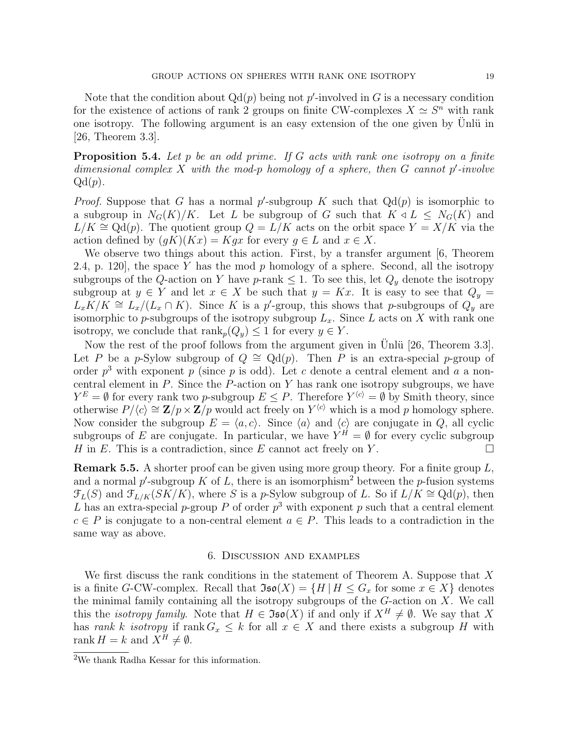Note that the condition about $\mathrm{Qd}(p)$ being not $p'$-involved in $G$ is a necessary condition for the existence of actions of rank 2 groups on finite CW-complexes $X \simeq S^n$ with rank one isotropy. The following argument is an easy extension of the one given by Ünlü in [26, Theorem 3.3].

**Proposition 5.4.** *Let $p$ be an odd prime. If $G$ acts with rank one isotropy on a finite dimensional complex $X$ with the mod-$p$ homology of a sphere, then $G$ cannot $p'$-involve $\mathrm{Qd}(p)$.*

*Proof.* Suppose that $G$ has a normal $p'$-subgroup $K$ such that $\mathrm{Qd}(p)$ is isomorphic to a subgroup in $N_G(K)/K$. Let $L$ be subgroup of $G$ such that $K \lhd L \leq N_G(K)$ and $L/K \cong \mathrm{Qd}(p)$. The quotient group $Q = L/K$ acts on the orbit space $Y = X/K$ via the action defined by $(gK)(Kx) = Kgx$ for every $g \in L$ and $x \in X$.

We observe two things about this action. First, by a transfer argument [6, Theorem 2.4, p. 120], the space $Y$ has the mod $p$ homology of a sphere. Second, all the isotropy subgroups of the $Q$-action on $Y$ have $p$-rank $\leq 1$. To see this, let $Q_y$ denote the isotropy subgroup at $y \in Y$ and let $x \in X$ be such that $y = Kx$. It is easy to see that $Q_y = L_x K/K \cong L_x/(L_x \cap K)$. Since $K$ is a $p'$-group, this shows that $p$-subgroups of $Q_y$ are isomorphic to $p$-subgroups of the isotropy subgroup $L_x$. Since $L$ acts on $X$ with rank one isotropy, we conclude that $\mathrm{rank}_p(Q_y) \leq 1$ for every $y \in Y$.

Now the rest of the proof follows from the argument given in Ünlü [26, Theorem 3.3]. Let $P$ be a $p$-Sylow subgroup of $Q \cong \mathrm{Qd}(p)$. Then $P$ is an extra-special $p$-group of order $p^3$ with exponent $p$ (since $p$ is odd). Let $c$ denote a central element and $a$ a non-central element in $P$. Since the $P$-action on $Y$ has rank one isotropy subgroups, we have $Y^E = \emptyset$ for every rank two $p$-subgroup $E \leq P$. Therefore $Y^{\langle c \rangle} = \emptyset$ by Smith theory, since otherwise $P/\langle c \rangle \cong \mathbf{Z}/p \times \mathbf{Z}/p$ would act freely on $Y^{\langle c \rangle}$ which is a mod $p$ homology sphere. Now consider the subgroup $E = \langle a, c \rangle$. Since $\langle a \rangle$ and $\langle c \rangle$ are conjugate in $Q$, all cyclic subgroups of $E$ are conjugate. In particular, we have $Y^H = \emptyset$ for every cyclic subgroup $H$ in $E$. This is a contradiction, since $E$ cannot act freely on $Y$. $\square$

**Remark 5.5.** A shorter proof can be given using more group theory. For a finite group $L$, and a normal $p'$-subgroup $K$ of $L$, there is an isomorphism[2] between the $p$-fusion systems $\mathcal{F}_L(S)$ and $\mathcal{F}_{L/K}(SK/K)$, where $S$ is a $p$-Sylow subgroup of $L$. So if $L/K \cong \mathrm{Qd}(p)$, then $L$ has an extra-special $p$-group $P$ of order $p^3$ with exponent $p$ such that a central element $c \in P$ is conjugate to a non-central element $a \in P$. This leads to a contradiction in the same way as above.

## 6. Discussion and examples

We first discuss the rank conditions in the statement of Theorem A. Suppose that $X$ is a finite $G$-CW-complex. Recall that $\mathfrak{Iso}(X) = \{H \mid H \leq G_x \text{ for some } x \in X\}$ denotes the minimal family containing all the isotropy subgroups of the $G$-action on $X$. We call this the *isotropy family*. Note that $H \in \mathfrak{Iso}(X)$ if and only if $X^H \neq \emptyset$. We say that $X$ has *rank $k$ isotropy* if $\mathrm{rank}\, G_x \leq k$ for all $x \in X$ and there exists a subgroup $H$ with $\mathrm{rank}\, H = k$ and $X^H \neq \emptyset$.

[2] We thank Radha Kessar for this information.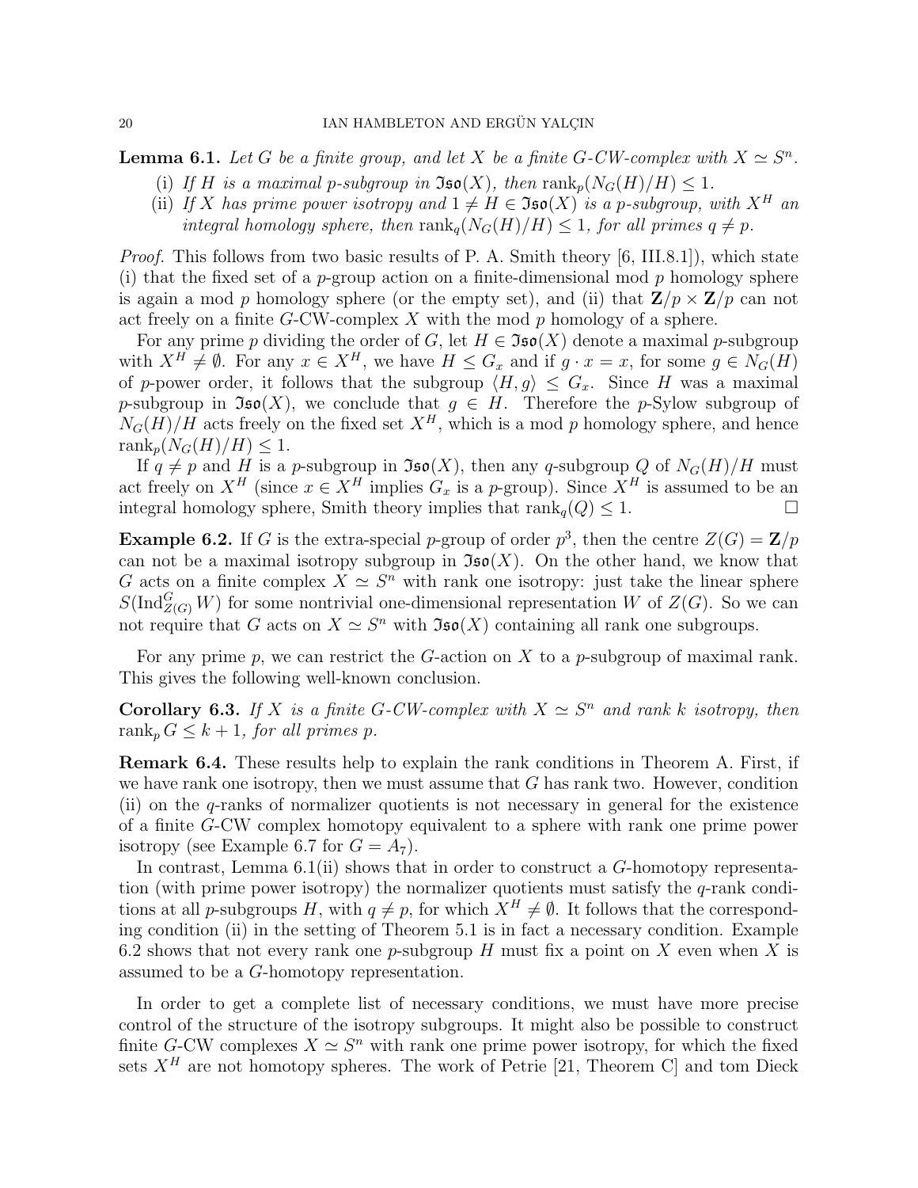**Lemma 6.1.** *Let $G$ be a finite group, and let $X$ be a finite $G$-CW-complex with $X \simeq S^n$.*

(i) *If $H$ is a maximal $p$-subgroup in $\mathfrak{Iso}(X)$, then $\operatorname{rank}_p(N_G(H)/H) \leq 1$.*
(ii) *If $X$ has prime power isotropy and $1 \neq H \in \mathfrak{Iso}(X)$ is a $p$-subgroup, with $X^H$ an integral homology sphere, then $\operatorname{rank}_q(N_G(H)/H) \leq 1$, for all primes $q \neq p$.*

*Proof.* This follows from two basic results of P. A. Smith theory [6, III.8.1]), which state (i) that the fixed set of a $p$-group action on a finite-dimensional mod $p$ homology sphere is again a mod $p$ homology sphere (or the empty set), and (ii) that $\mathbf{Z}/p \times \mathbf{Z}/p$ can not act freely on a finite $G$-CW-complex $X$ with the mod $p$ homology of a sphere.

For any prime $p$ dividing the order of $G$, let $H \in \mathfrak{Iso}(X)$ denote a maximal $p$-subgroup with $X^H \neq \emptyset$. For any $x \in X^H$, we have $H \leq G_x$ and if $g \cdot x = x$, for some $g \in N_G(H)$ of $p$-power order, it follows that the subgroup $\langle H, g\rangle \leq G_x$. Since $H$ was a maximal $p$-subgroup in $\mathfrak{Iso}(X)$, we conclude that $g \in H$. Therefore the $p$-Sylow subgroup of $N_G(H)/H$ acts freely on the fixed set $X^H$, which is a mod $p$ homology sphere, and hence $\operatorname{rank}_p(N_G(H)/H) \leq 1$.

If $q \neq p$ and $H$ is a $p$-subgroup in $\mathfrak{Iso}(X)$, then any $q$-subgroup $Q$ of $N_G(H)/H$ must act freely on $X^H$ (since $x \in X^H$ implies $G_x$ is a $p$-group). Since $X^H$ is assumed to be an integral homology sphere, Smith theory implies that $\operatorname{rank}_q(Q) \leq 1$. $\square$

**Example 6.2.** If $G$ is the extra-special $p$-group of order $p^3$, then the centre $Z(G) = \mathbf{Z}/p$ can not be a maximal isotropy subgroup in $\mathfrak{Iso}(X)$. On the other hand, we know that $G$ acts on a finite complex $X \simeq S^n$ with rank one isotropy: just take the linear sphere $S(\operatorname{Ind}_{Z(G)}^G W)$ for some nontrivial one-dimensional representation $W$ of $Z(G)$. So we can not require that $G$ acts on $X \simeq S^n$ with $\mathfrak{Iso}(X)$ containing all rank one subgroups.

For any prime $p$, we can restrict the $G$-action on $X$ to a $p$-subgroup of maximal rank. This gives the following well-known conclusion.

**Corollary 6.3.** *If $X$ is a finite $G$-CW-complex with $X \simeq S^n$ and rank $k$ isotropy, then $\operatorname{rank}_p G \leq k+1$, for all primes $p$.*

**Remark 6.4.** These results help to explain the rank conditions in Theorem A. First, if we have rank one isotropy, then we must assume that $G$ has rank two. However, condition (ii) on the $q$-ranks of normalizer quotients is not necessary in general for the existence of a finite $G$-CW complex homotopy equivalent to a sphere with rank one prime power isotropy (see Example 6.7 for $G = A_7$).

In contrast, Lemma 6.1(ii) shows that in order to construct a $G$-homotopy representation (with prime power isotropy) the normalizer quotients must satisfy the $q$-rank conditions at all $p$-subgroups $H$, with $q \neq p$, for which $X^H \neq \emptyset$. It follows that the corresponding condition (ii) in the setting of Theorem 5.1 is in fact a necessary condition. Example 6.2 shows that not every rank one $p$-subgroup $H$ must fix a point on $X$ even when $X$ is assumed to be a $G$-homotopy representation.

In order to get a complete list of necessary conditions, we must have more precise control of the structure of the isotropy subgroups. It might also be possible to construct finite $G$-CW complexes $X \simeq S^n$ with rank one prime power isotropy, for which the fixed sets $X^H$ are not homotopy spheres. The work of Petrie [21, Theorem C] and tom Dieck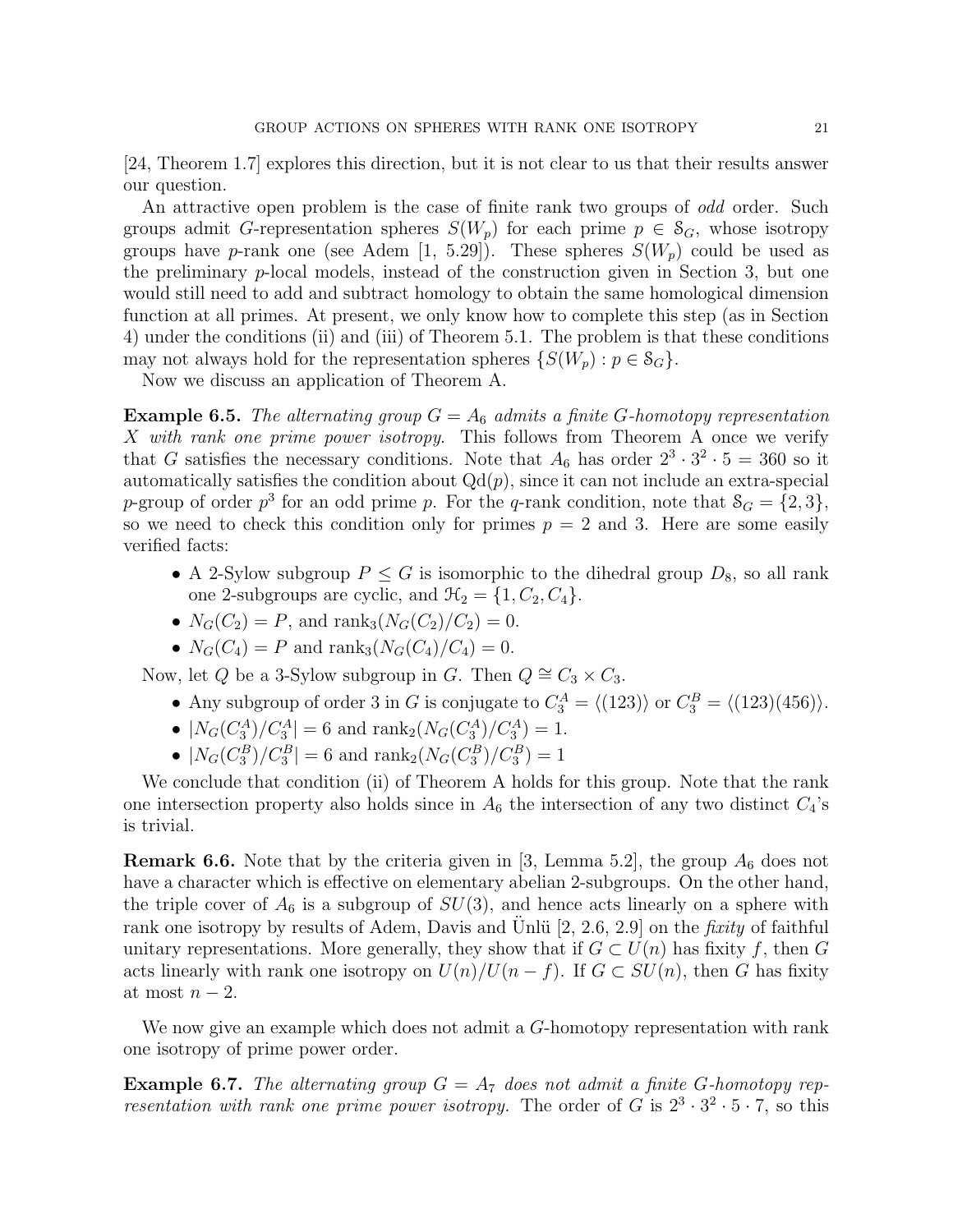[24, Theorem 1.7] explores this direction, but it is not clear to us that their results answer our question.

An attractive open problem is the case of finite rank two groups of *odd* order. Such groups admit $G$-representation spheres $S(W_p)$ for each prime $p \in \mathcal{S}_G$, whose isotropy groups have $p$-rank one (see Adem [1, 5.29]). These spheres $S(W_p)$ could be used as the preliminary $p$-local models, instead of the construction given in Section 3, but one would still need to add and subtract homology to obtain the same homological dimension function at all primes. At present, we only know how to complete this step (as in Section 4) under the conditions (ii) and (iii) of Theorem 5.1. The problem is that these conditions may not always hold for the representation spheres $\{S(W_p) : p \in \mathcal{S}_G\}$.

Now we discuss an application of Theorem A.

**Example 6.5.** *The alternating group $G = A_6$ admits a finite $G$-homotopy representation $X$ with rank one prime power isotropy.* This follows from Theorem A once we verify that $G$ satisfies the necessary conditions. Note that $A_6$ has order $2^3 \cdot 3^2 \cdot 5 = 360$ so it automatically satisfies the condition about $\mathrm{Qd}(p)$, since it can not include an extra-special $p$-group of order $p^3$ for an odd prime $p$. For the $q$-rank condition, note that $\mathcal{S}_G = \{2, 3\}$, so we need to check this condition only for primes $p = 2$ and $3$. Here are some easily verified facts:

- A 2-Sylow subgroup $P \leq G$ is isomorphic to the dihedral group $D_8$, so all rank one 2-subgroups are cyclic, and $\mathcal{H}_2 = \{1, C_2, C_4\}$.
- $N_G(C_2) = P$, and $\mathrm{rank}_3(N_G(C_2)/C_2) = 0$.
- $N_G(C_4) = P$ and $\mathrm{rank}_3(N_G(C_4)/C_4) = 0$.

Now, let $Q$ be a 3-Sylow subgroup in $G$. Then $Q \cong C_3 \times C_3$.

- Any subgroup of order 3 in $G$ is conjugate to $C_3^A = \langle (123) \rangle$ or $C_3^B = \langle (123)(456) \rangle$.
- $|N_G(C_3^A)/C_3^A| = 6$ and $\mathrm{rank}_2(N_G(C_3^A)/C_3^A) = 1$.
- $|N_G(C_3^B)/C_3^B| = 6$ and $\mathrm{rank}_2(N_G(C_3^B)/C_3^B) = 1$

We conclude that condition (ii) of Theorem A holds for this group. Note that the rank one intersection property also holds since in $A_6$ the intersection of any two distinct $C_4$'s is trivial.

**Remark 6.6.** Note that by the criteria given in [3, Lemma 5.2], the group $A_6$ does not have a character which is effective on elementary abelian 2-subgroups. On the other hand, the triple cover of $A_6$ is a subgroup of $SU(3)$, and hence acts linearly on a sphere with rank one isotropy by results of Adem, Davis and Ünlü [2, 2.6, 2.9] on the *fixity* of faithful unitary representations. More generally, they show that if $G \subset U(n)$ has fixity $f$, then $G$ acts linearly with rank one isotropy on $U(n)/U(n-f)$. If $G \subset SU(n)$, then $G$ has fixity at most $n - 2$.

We now give an example which does not admit a $G$-homotopy representation with rank one isotropy of prime power order.

**Example 6.7.** *The alternating group $G = A_7$ does not admit a finite $G$-homotopy representation with rank one prime power isotropy.* The order of $G$ is $2^3 \cdot 3^2 \cdot 5 \cdot 7$, so this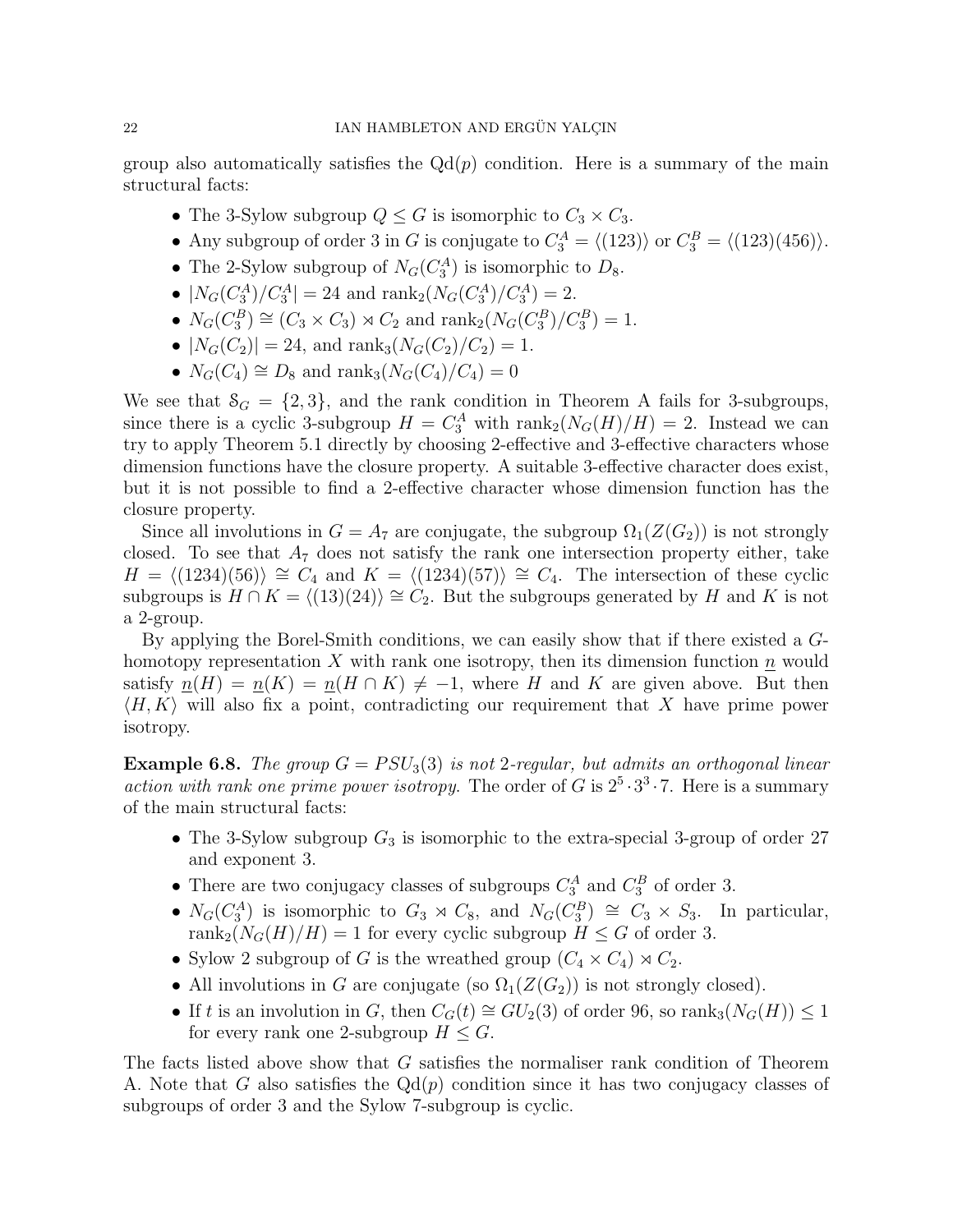group also automatically satisfies the $\mathrm{Qd}(p)$ condition. Here is a summary of the main structural facts:

- The 3-Sylow subgroup $Q \leq G$ is isomorphic to $C_3 \times C_3$.
- Any subgroup of order 3 in $G$ is conjugate to $C_3^A = \langle (123) \rangle$ or $C_3^B = \langle (123)(456) \rangle$.
- The 2-Sylow subgroup of $N_G(C_3^A)$ is isomorphic to $D_8$.
- $|N_G(C_3^A)/C_3^A| = 24$ and $\mathrm{rank}_2(N_G(C_3^A)/C_3^A) = 2$.
- $N_G(C_3^B) \cong (C_3 \times C_3) \rtimes C_2$ and $\mathrm{rank}_2(N_G(C_3^B)/C_3^B) = 1$.
- $|N_G(C_2)| = 24$, and $\mathrm{rank}_3(N_G(C_2)/C_2) = 1$.
- $N_G(C_4) \cong D_8$ and $\mathrm{rank}_3(N_G(C_4)/C_4) = 0$

We see that $\mathcal{S}_G = \{2, 3\}$, and the rank condition in Theorem A fails for 3-subgroups, since there is a cyclic 3-subgroup $H = C_3^A$ with $\mathrm{rank}_2(N_G(H)/H) = 2$. Instead we can try to apply Theorem 5.1 directly by choosing 2-effective and 3-effective characters whose dimension functions have the closure property. A suitable 3-effective character does exist, but it is not possible to find a 2-effective character whose dimension function has the closure property.

Since all involutions in $G = A_7$ are conjugate, the subgroup $\Omega_1(Z(G_2))$ is not strongly closed. To see that $A_7$ does not satisfy the rank one intersection property either, take $H = \langle (1234)(56) \rangle \cong C_4$ and $K = \langle (1234)(57) \rangle \cong C_4$. The intersection of these cyclic subgroups is $H \cap K = \langle (13)(24) \rangle \cong C_2$. But the subgroups generated by $H$ and $K$ is not a 2-group.

By applying the Borel-Smith conditions, we can easily show that if there existed a $G$-homotopy representation $X$ with rank one isotropy, then its dimension function $\underline{n}$ would satisfy $\underline{n}(H) = \underline{n}(K) = \underline{n}(H \cap K) \neq -1$, where $H$ and $K$ are given above. But then $\langle H, K \rangle$ will also fix a point, contradicting our requirement that $X$ have prime power isotropy.

**Example 6.8.** *The group $G = PSU_3(3)$ is not 2-regular, but admits an orthogonal linear action with rank one prime power isotropy.* The order of $G$ is $2^5 \cdot 3^3 \cdot 7$. Here is a summary of the main structural facts:

- The 3-Sylow subgroup $G_3$ is isomorphic to the extra-special 3-group of order 27 and exponent 3.
- There are two conjugacy classes of subgroups $C_3^A$ and $C_3^B$ of order 3.
- $N_G(C_3^A)$ is isomorphic to $G_3 \rtimes C_8$, and $N_G(C_3^B) \cong C_3 \times S_3$. In particular, $\mathrm{rank}_2(N_G(H)/H) = 1$ for every cyclic subgroup $H \leq G$ of order 3.
- Sylow 2 subgroup of $G$ is the wreathed group $(C_4 \times C_4) \rtimes C_2$.
- All involutions in $G$ are conjugate (so $\Omega_1(Z(G_2))$ is not strongly closed).
- If $t$ is an involution in $G$, then $C_G(t) \cong GU_2(3)$ of order 96, so $\mathrm{rank}_3(N_G(H)) \leq 1$ for every rank one 2-subgroup $H \leq G$.

The facts listed above show that $G$ satisfies the normaliser rank condition of Theorem A. Note that $G$ also satisfies the $\mathrm{Qd}(p)$ condition since it has two conjugacy classes of subgroups of order 3 and the Sylow 7-subgroup is cyclic.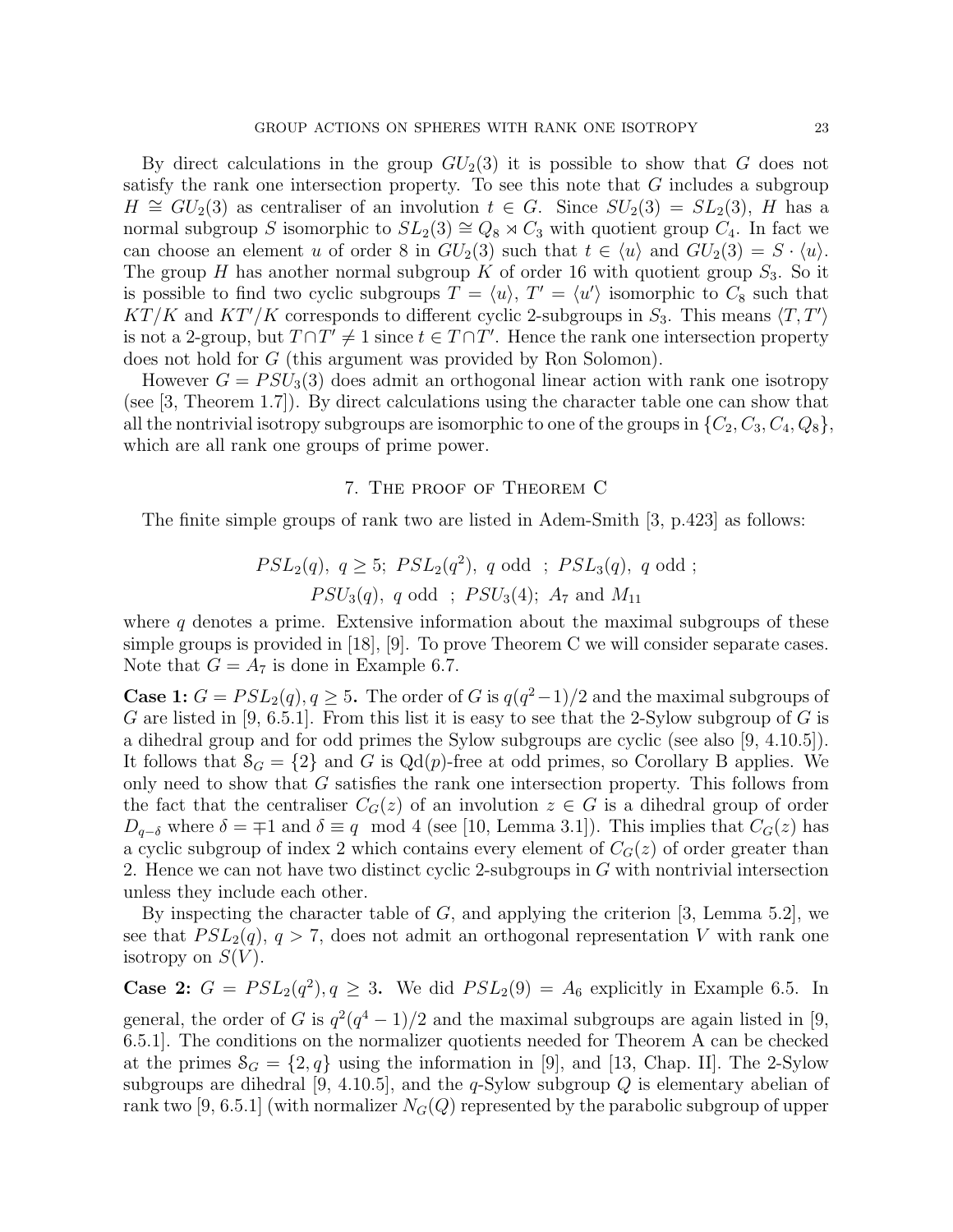By direct calculations in the group $GU_2(3)$ it is possible to show that $G$ does not satisfy the rank one intersection property. To see this note that $G$ includes a subgroup $H \cong GU_2(3)$ as centraliser of an involution $t \in G$. Since $SU_2(3) = SL_2(3)$, $H$ has a normal subgroup $S$ isomorphic to $SL_2(3) \cong Q_8 \rtimes C_3$ with quotient group $C_4$. In fact we can choose an element $u$ of order 8 in $GU_2(3)$ such that $t \in \langle u \rangle$ and $GU_2(3) = S \cdot \langle u \rangle$. The group $H$ has another normal subgroup $K$ of order 16 with quotient group $S_3$. So it is possible to find two cyclic subgroups $T = \langle u \rangle$, $T' = \langle u' \rangle$ isomorphic to $C_8$ such that $KT/K$ and $KT'/K$ corresponds to different cyclic 2-subgroups in $S_3$. This means $\langle T, T' \rangle$ is not a 2-group, but $T \cap T' \neq 1$ since $t \in T \cap T'$. Hence the rank one intersection property does not hold for $G$ (this argument was provided by Ron Solomon).

However $G = PSU_3(3)$ does admit an orthogonal linear action with rank one isotropy (see [3, Theorem 1.7]). By direct calculations using the character table one can show that all the nontrivial isotropy subgroups are isomorphic to one of the groups in $\{C_2, C_3, C_4, Q_8\}$, which are all rank one groups of prime power.

## 7. The proof of Theorem C

The finite simple groups of rank two are listed in Adem-Smith [3, p.423] as follows:

$$PSL_2(q),\ q \geq 5;\ PSL_2(q^2),\ q \text{ odd} \ ;\ PSL_3(q),\ q \text{ odd} \ ;$$
$$PSU_3(q),\ q \text{ odd} \ ;\ PSU_3(4);\ A_7 \text{ and } M_{11}$$

where $q$ denotes a prime. Extensive information about the maximal subgroups of these simple groups is provided in [18], [9]. To prove Theorem C we will consider separate cases. Note that $G = A_7$ is done in Example 6.7.

**Case 1:** $G = PSL_2(q), q \geq 5$**.** The order of $G$ is $q(q^2-1)/2$ and the maximal subgroups of $G$ are listed in [9, 6.5.1]. From this list it is easy to see that the 2-Sylow subgroup of $G$ is a dihedral group and for odd primes the Sylow subgroups are cyclic (see also [9, 4.10.5]). It follows that $\mathcal{S}_G = \{2\}$ and $G$ is Qd($p$)-free at odd primes, so Corollary B applies. We only need to show that $G$ satisfies the rank one intersection property. This follows from the fact that the centraliser $C_G(z)$ of an involution $z \in G$ is a dihedral group of order $D_{q-\delta}$ where $\delta = \mp 1$ and $\delta \equiv q \mod 4$ (see [10, Lemma 3.1]). This implies that $C_G(z)$ has a cyclic subgroup of index 2 which contains every element of $C_G(z)$ of order greater than 2. Hence we can not have two distinct cyclic 2-subgroups in $G$ with nontrivial intersection unless they include each other.

By inspecting the character table of $G$, and applying the criterion [3, Lemma 5.2], we see that $PSL_2(q)$, $q > 7$, does not admit an orthogonal representation $V$ with rank one isotropy on $S(V)$.

**Case 2:** $G = PSL_2(q^2), q \geq 3$**.** We did $PSL_2(9) = A_6$ explicitly in Example 6.5. In general, the order of $G$ is $q^2(q^4-1)/2$ and the maximal subgroups are again listed in [9, 6.5.1]. The conditions on the normalizer quotients needed for Theorem A can be checked at the primes $\mathcal{S}_G = \{2, q\}$ using the information in [9], and [13, Chap. II]. The 2-Sylow subgroups are dihedral [9, 4.10.5], and the $q$-Sylow subgroup $Q$ is elementary abelian of rank two [9, 6.5.1] (with normalizer $N_G(Q)$ represented by the parabolic subgroup of upper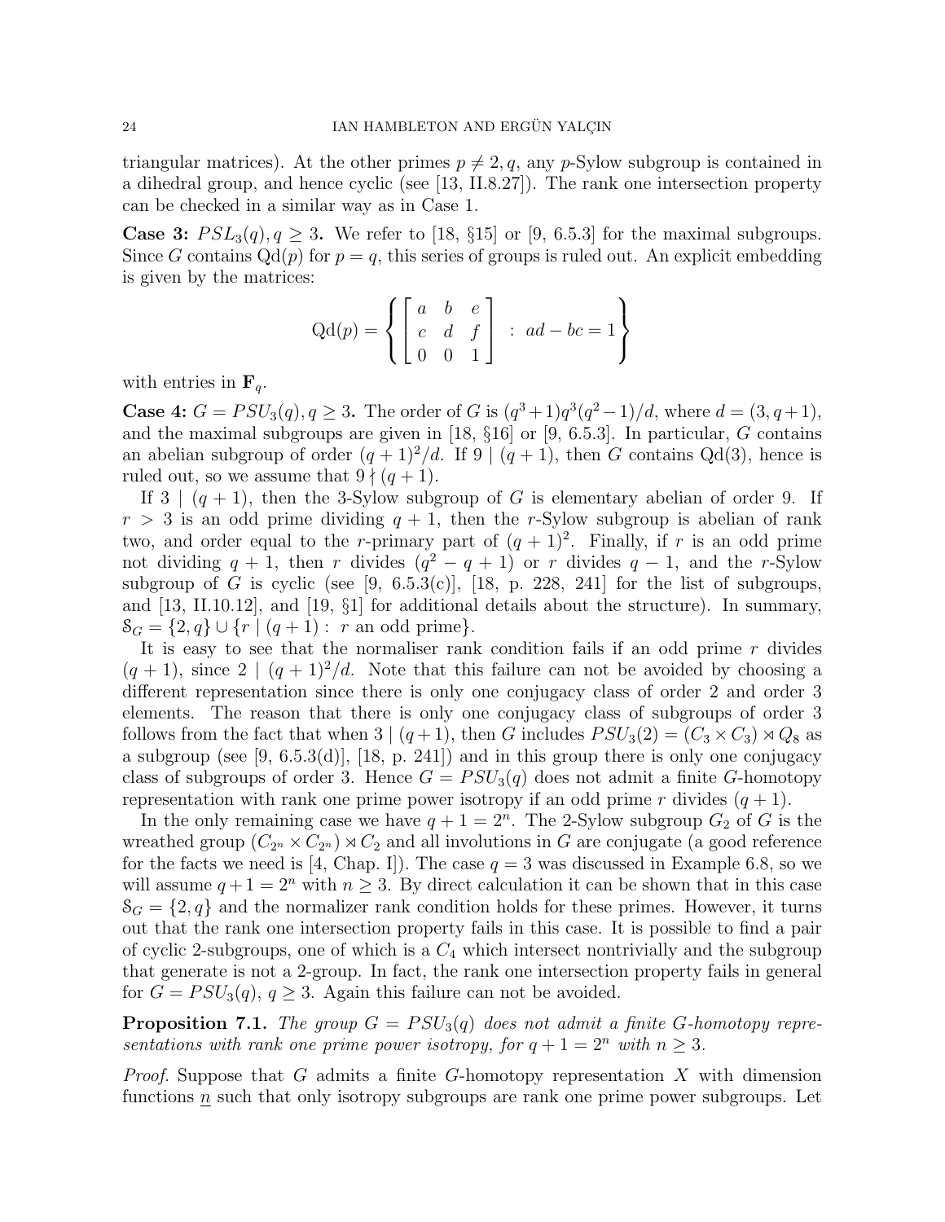triangular matrices). At the other primes $p \neq 2, q$, any $p$-Sylow subgroup is contained in a dihedral group, and hence cyclic (see [13, II.8.27]). The rank one intersection property can be checked in a similar way as in Case 1.

**Case 3:** $PSL_3(q), q \geq 3$**.** We refer to [18, §15] or [9, 6.5.3] for the maximal subgroups. Since $G$ contains $\mathrm{Qd}(p)$ for $p = q$, this series of groups is ruled out. An explicit embedding is given by the matrices:

$$\mathrm{Qd}(p) = \left\{ \begin{bmatrix} a & b & e \\ c & d & f \\ 0 & 0 & 1 \end{bmatrix} \; : \; ad - bc = 1 \right\}$$

with entries in $\mathbf{F}_q$.

**Case 4:** $G = PSU_3(q), q \geq 3$**.** The order of $G$ is $(q^3+1)q^3(q^2-1)/d$, where $d = (3, q+1)$, and the maximal subgroups are given in [18, §16] or [9, 6.5.3]. In particular, $G$ contains an abelian subgroup of order $(q+1)^2/d$. If $9 \mid (q+1)$, then $G$ contains $\mathrm{Qd}(3)$, hence is ruled out, so we assume that $9 \nmid (q+1)$.

If $3 \mid (q+1)$, then the 3-Sylow subgroup of $G$ is elementary abelian of order 9. If $r > 3$ is an odd prime dividing $q+1$, then the $r$-Sylow subgroup is abelian of rank two, and order equal to the $r$-primary part of $(q+1)^2$. Finally, if $r$ is an odd prime not dividing $q+1$, then $r$ divides $(q^2 - q + 1)$ or $r$ divides $q - 1$, and the $r$-Sylow subgroup of $G$ is cyclic (see [9, 6.5.3(c)], [18, p. 228, 241] for the list of subgroups, and [13, II.10.12], and [19, §1] for additional details about the structure). In summary, $\mathcal{S}_G = \{2, q\} \cup \{r \mid (q+1) : \; r \text{ an odd prime}\}$.

It is easy to see that the normaliser rank condition fails if an odd prime $r$ divides $(q+1)$, since $2 \mid (q+1)^2/d$. Note that this failure can not be avoided by choosing a different representation since there is only one conjugacy class of order 2 and order 3 elements. The reason that there is only one conjugacy class of subgroups of order 3 follows from the fact that when $3 \mid (q+1)$, then $G$ includes $PSU_3(2) = (C_3 \times C_3) \rtimes Q_8$ as a subgroup (see [9, 6.5.3(d)], [18, p. 241]) and in this group there is only one conjugacy class of subgroups of order 3. Hence $G = PSU_3(q)$ does not admit a finite $G$-homotopy representation with rank one prime power isotropy if an odd prime $r$ divides $(q+1)$.

In the only remaining case we have $q + 1 = 2^n$. The 2-Sylow subgroup $G_2$ of $G$ is the wreathed group $(C_{2^n} \times C_{2^n}) \rtimes C_2$ and all involutions in $G$ are conjugate (a good reference for the facts we need is [4, Chap. I]). The case $q = 3$ was discussed in Example 6.8, so we will assume $q+1 = 2^n$ with $n \geq 3$. By direct calculation it can be shown that in this case $\mathcal{S}_G = \{2, q\}$ and the normalizer rank condition holds for these primes. However, it turns out that the rank one intersection property fails in this case. It is possible to find a pair of cyclic 2-subgroups, one of which is a $C_4$ which intersect nontrivially and the subgroup that generate is not a 2-group. In fact, the rank one intersection property fails in general for $G = PSU_3(q)$, $q \geq 3$. Again this failure can not be avoided.

**Proposition 7.1.** *The group $G = PSU_3(q)$ does not admit a finite $G$-homotopy representations with rank one prime power isotropy, for $q + 1 = 2^n$ with $n \geq 3$.*

*Proof.* Suppose that $G$ admits a finite $G$-homotopy representation $X$ with dimension functions $\underline{n}$ such that only isotropy subgroups are rank one prime power subgroups. Let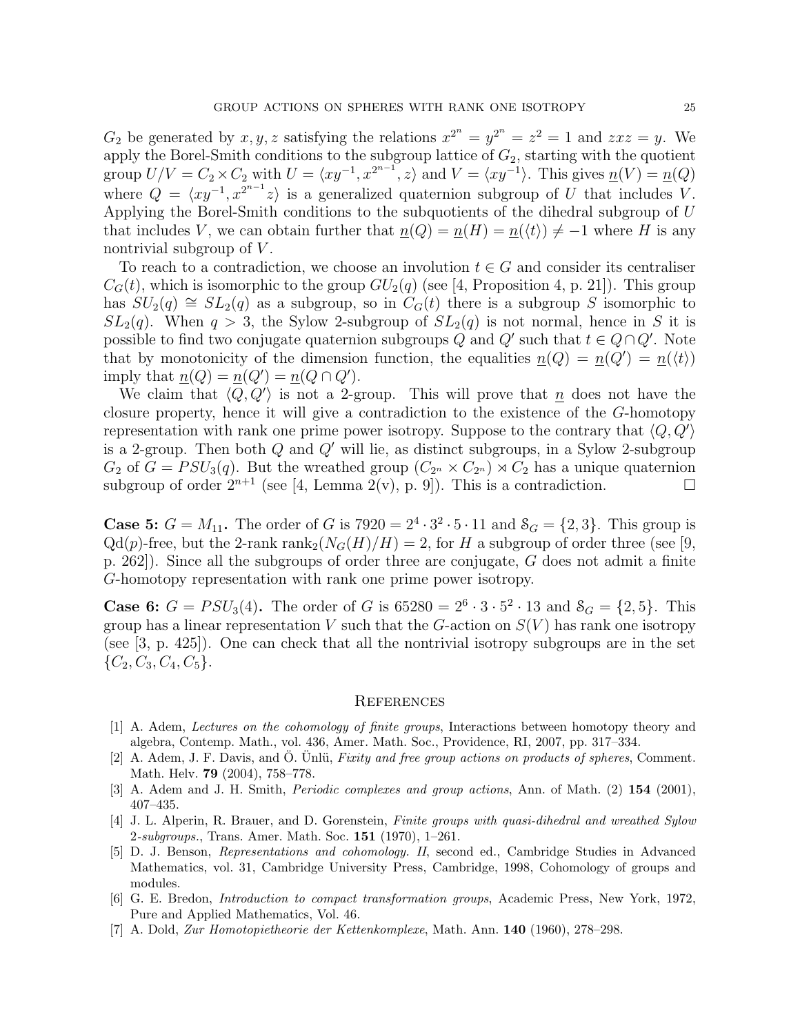$G_2$ be generated by $x, y, z$ satisfying the relations $x^{2^n} = y^{2^n} = z^2 = 1$ and $zxz = y$. We apply the Borel-Smith conditions to the subgroup lattice of $G_2$, starting with the quotient group $U/V = C_2 \times C_2$ with $U = \langle xy^{-1}, x^{2^{n-1}}, z\rangle$ and $V = \langle xy^{-1}\rangle$. This gives $\underline{n}(V) = \underline{n}(Q)$ where $Q = \langle xy^{-1}, x^{2^{n-1}}z\rangle$ is a generalized quaternion subgroup of $U$ that includes $V$. Applying the Borel-Smith conditions to the subquotients of the dihedral subgroup of $U$ that includes $V$, we can obtain further that $\underline{n}(Q) = \underline{n}(H) = \underline{n}(\langle t\rangle) \neq -1$ where $H$ is any nontrivial subgroup of $V$.

To reach to a contradiction, we choose an involution $t \in G$ and consider its centraliser $C_G(t)$, which is isomorphic to the group $GU_2(q)$ (see [4, Proposition 4, p. 21]). This group has $SU_2(q) \cong SL_2(q)$ as a subgroup, so in $C_G(t)$ there is a subgroup $S$ isomorphic to $SL_2(q)$. When $q > 3$, the Sylow 2-subgroup of $SL_2(q)$ is not normal, hence in $S$ it is possible to find two conjugate quaternion subgroups $Q$ and $Q'$ such that $t \in Q \cap Q'$. Note that by monotonicity of the dimension function, the equalities $\underline{n}(Q) = \underline{n}(Q') = \underline{n}(\langle t\rangle)$ imply that $\underline{n}(Q) = \underline{n}(Q') = \underline{n}(Q \cap Q')$.

We claim that $\langle Q, Q'\rangle$ is not a 2-group. This will prove that $\underline{n}$ does not have the closure property, hence it will give a contradiction to the existence of the $G$-homotopy representation with rank one prime power isotropy. Suppose to the contrary that $\langle Q, Q'\rangle$ is a 2-group. Then both $Q$ and $Q'$ will lie, as distinct subgroups, in a Sylow 2-subgroup $G_2$ of $G = PSU_3(q)$. But the wreathed group $(C_{2^n} \times C_{2^n}) \rtimes C_2$ has a unique quaternion subgroup of order $2^{n+1}$ (see [4, Lemma 2(v), p. 9]). This is a contradiction. □

**Case 5: $G = M_{11}$.** The order of $G$ is $7920 = 2^4 \cdot 3^2 \cdot 5 \cdot 11$ and $\mathcal{S}_G = \{2, 3\}$. This group is $\mathrm{Qd}(p)$-free, but the 2-rank $\mathrm{rank}_2(N_G(H)/H) = 2$, for $H$ a subgroup of order three (see [9, p. 262]). Since all the subgroups of order three are conjugate, $G$ does not admit a finite $G$-homotopy representation with rank one prime power isotropy.

**Case 6: $G = PSU_3(4)$.** The order of $G$ is $65280 = 2^6 \cdot 3 \cdot 5^2 \cdot 13$ and $\mathcal{S}_G = \{2, 5\}$. This group has a linear representation $V$ such that the $G$-action on $S(V)$ has rank one isotropy (see [3, p. 425]). One can check that all the nontrivial isotropy subgroups are in the set $\{C_2, C_3, C_4, C_5\}$.

## References

[1] A. Adem, *Lectures on the cohomology of finite groups*, Interactions between homotopy theory and algebra, Contemp. Math., vol. 436, Amer. Math. Soc., Providence, RI, 2007, pp. 317–334.

[2] A. Adem, J. F. Davis, and Ö. Ünlü, *Fixity and free group actions on products of spheres*, Comment. Math. Helv. **79** (2004), 758–778.

[3] A. Adem and J. H. Smith, *Periodic complexes and group actions*, Ann. of Math. (2) **154** (2001), 407–435.

[4] J. L. Alperin, R. Brauer, and D. Gorenstein, *Finite groups with quasi-dihedral and wreathed Sylow 2-subgroups.*, Trans. Amer. Math. Soc. **151** (1970), 1–261.

[5] D. J. Benson, *Representations and cohomology. II*, second ed., Cambridge Studies in Advanced Mathematics, vol. 31, Cambridge University Press, Cambridge, 1998, Cohomology of groups and modules.

[6] G. E. Bredon, *Introduction to compact transformation groups*, Academic Press, New York, 1972, Pure and Applied Mathematics, Vol. 46.

[7] A. Dold, *Zur Homotopietheorie der Kettenkomplexe*, Math. Ann. **140** (1960), 278–298.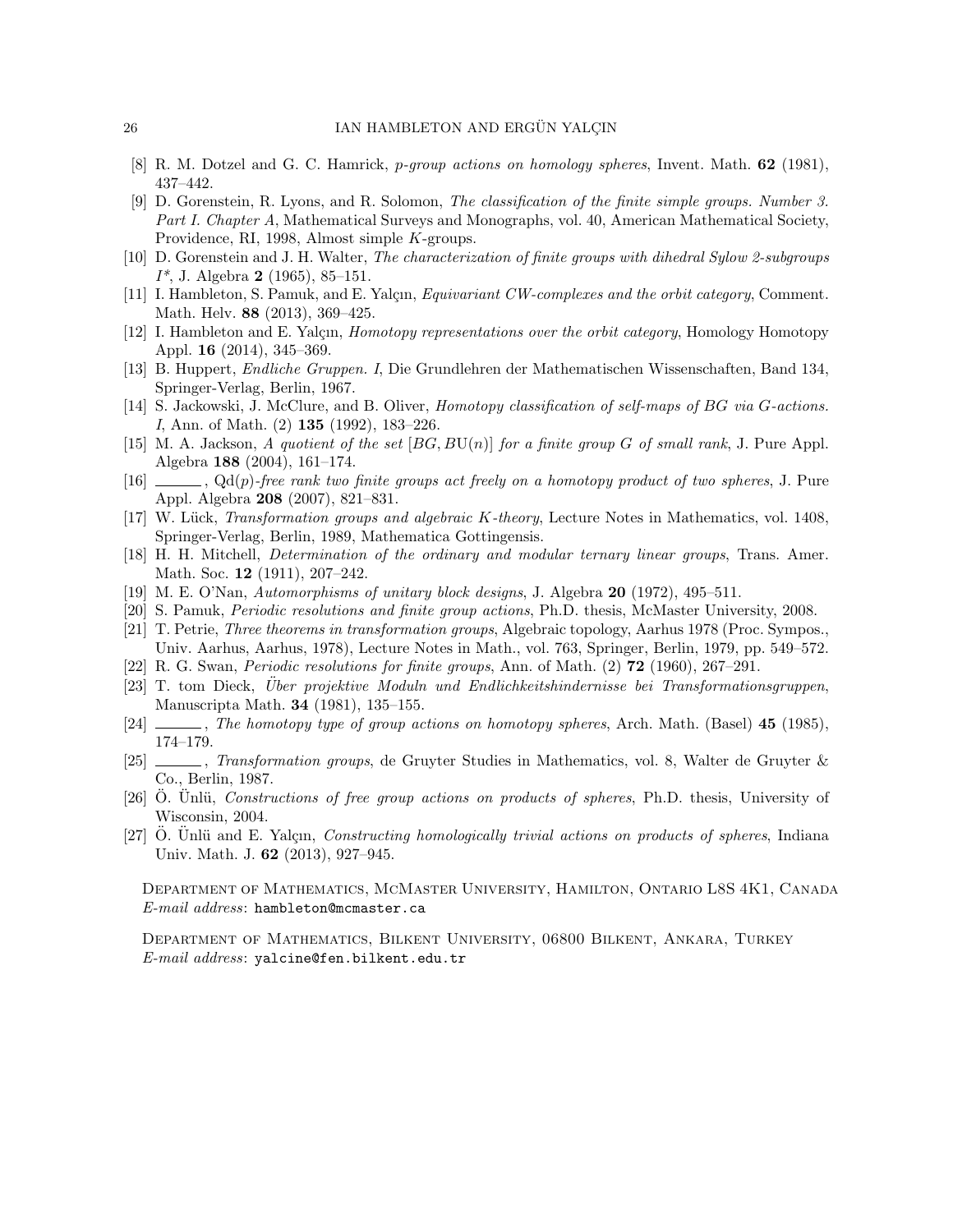[8] R. M. Dotzel and G. C. Hamrick, *p-group actions on homology spheres*, Invent. Math. **62** (1981), 437–442.

[9] D. Gorenstein, R. Lyons, and R. Solomon, *The classification of the finite simple groups. Number 3. Part I. Chapter A*, Mathematical Surveys and Monographs, vol. 40, American Mathematical Society, Providence, RI, 1998, Almost simple $K$-groups.

[10] D. Gorenstein and J. H. Walter, *The characterization of finite groups with dihedral Sylow 2-subgroups I\**, J. Algebra **2** (1965), 85–151.

[11] I. Hambleton, S. Pamuk, and E. Yalçın, *Equivariant CW-complexes and the orbit category*, Comment. Math. Helv. **88** (2013), 369–425.

[12] I. Hambleton and E. Yalçın, *Homotopy representations over the orbit category*, Homology Homotopy Appl. **16** (2014), 345–369.

[13] B. Huppert, *Endliche Gruppen. I*, Die Grundlehren der Mathematischen Wissenschaften, Band 134, Springer-Verlag, Berlin, 1967.

[14] S. Jackowski, J. McClure, and B. Oliver, *Homotopy classification of self-maps of BG via G-actions. I*, Ann. of Math. (2) **135** (1992), 183–226.

[15] M. A. Jackson, *A quotient of the set $[BG, BU(n)]$ for a finite group $G$ of small rank*, J. Pure Appl. Algebra **188** (2004), 161–174.

[16] ———, *Qd(p)-free rank two finite groups act freely on a homotopy product of two spheres*, J. Pure Appl. Algebra **208** (2007), 821–831.

[17] W. Lück, *Transformation groups and algebraic K-theory*, Lecture Notes in Mathematics, vol. 1408, Springer-Verlag, Berlin, 1989, Mathematica Gottingensis.

[18] H. H. Mitchell, *Determination of the ordinary and modular ternary linear groups*, Trans. Amer. Math. Soc. **12** (1911), 207–242.

[19] M. E. O'Nan, *Automorphisms of unitary block designs*, J. Algebra **20** (1972), 495–511.

[20] S. Pamuk, *Periodic resolutions and finite group actions*, Ph.D. thesis, McMaster University, 2008.

[21] T. Petrie, *Three theorems in transformation groups*, Algebraic topology, Aarhus 1978 (Proc. Sympos., Univ. Aarhus, Aarhus, 1978), Lecture Notes in Math., vol. 763, Springer, Berlin, 1979, pp. 549–572.

[22] R. G. Swan, *Periodic resolutions for finite groups*, Ann. of Math. (2) **72** (1960), 267–291.

[23] T. tom Dieck, *Über projektive Moduln und Endlichkeitshindernisse bei Transformationsgruppen*, Manuscripta Math. **34** (1981), 135–155.

[24] ———, *The homotopy type of group actions on homotopy spheres*, Arch. Math. (Basel) **45** (1985), 174–179.

[25] ———, *Transformation groups*, de Gruyter Studies in Mathematics, vol. 8, Walter de Gruyter & Co., Berlin, 1987.

[26] Ö. Ünlü, *Constructions of free group actions on products of spheres*, Ph.D. thesis, University of Wisconsin, 2004.

[27] Ö. Ünlü and E. Yalçın, *Constructing homologically trivial actions on products of spheres*, Indiana Univ. Math. J. **62** (2013), 927–945.

Department of Mathematics, McMaster University, Hamilton, Ontario L8S 4K1, Canada
*E-mail address*: hambleton@mcmaster.ca

Department of Mathematics, Bilkent University, 06800 Bilkent, Ankara, Turkey
*E-mail address*: yalcine@fen.bilkent.edu.tr